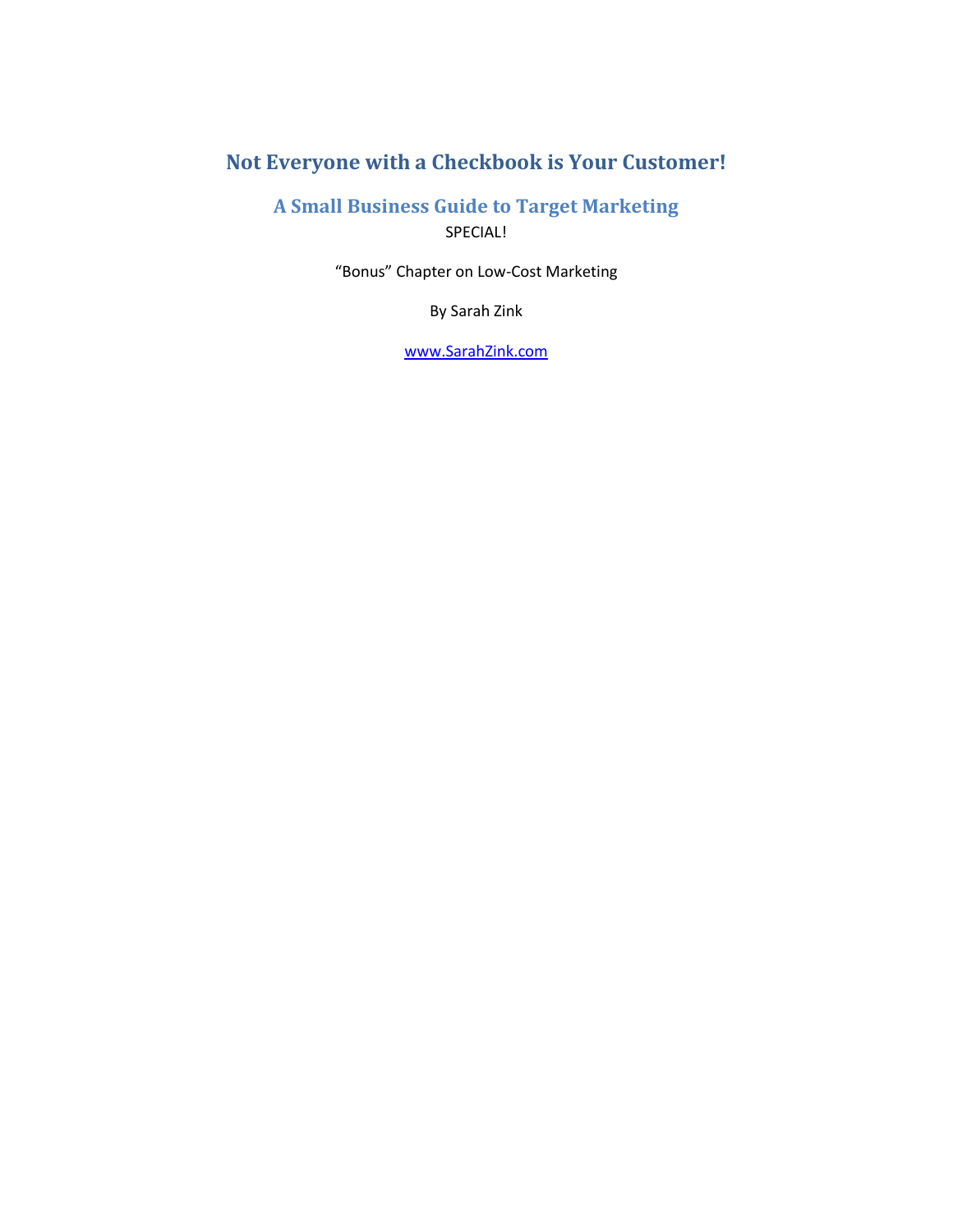# Not Everyone with a Checkbook is Your Customer!

## A Small Business Guide to Target Marketing

SPECIAL!

“Bonus” Chapter on Low-Cost Marketing

By Sarah Zink

www.SarahZink.com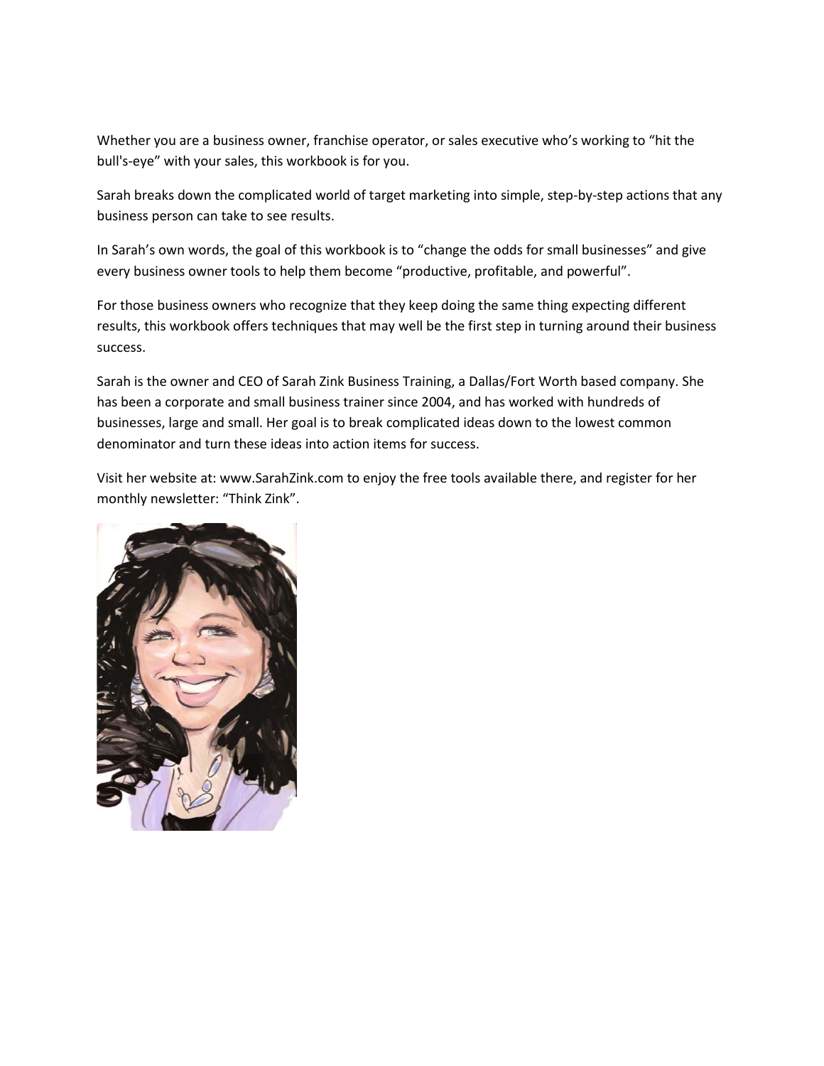Whether you are a business owner, franchise operator, or sales executive who's working to "hit the bull's-eye" with your sales, this workbook is for you.

Sarah breaks down the complicated world of target marketing into simple, step-by-step actions that any business person can take to see results.

In Sarah's own words, the goal of this workbook is to "change the odds for small businesses" and give every business owner tools to help them become "productive, profitable, and powerful".

For those business owners who recognize that they keep doing the same thing expecting different results, this workbook offers techniques that may well be the first step in turning around their business success.

Sarah is the owner and CEO of Sarah Zink Business Training, a Dallas/Fort Worth based company. She has been a corporate and small business trainer since 2004, and has worked with hundreds of businesses, large and small. Her goal is to break complicated ideas down to the lowest common denominator and turn these ideas into action items for success.

Visit her website at: www.SarahZink.com to enjoy the free tools available there, and register for her monthly newsletter: "Think Zink".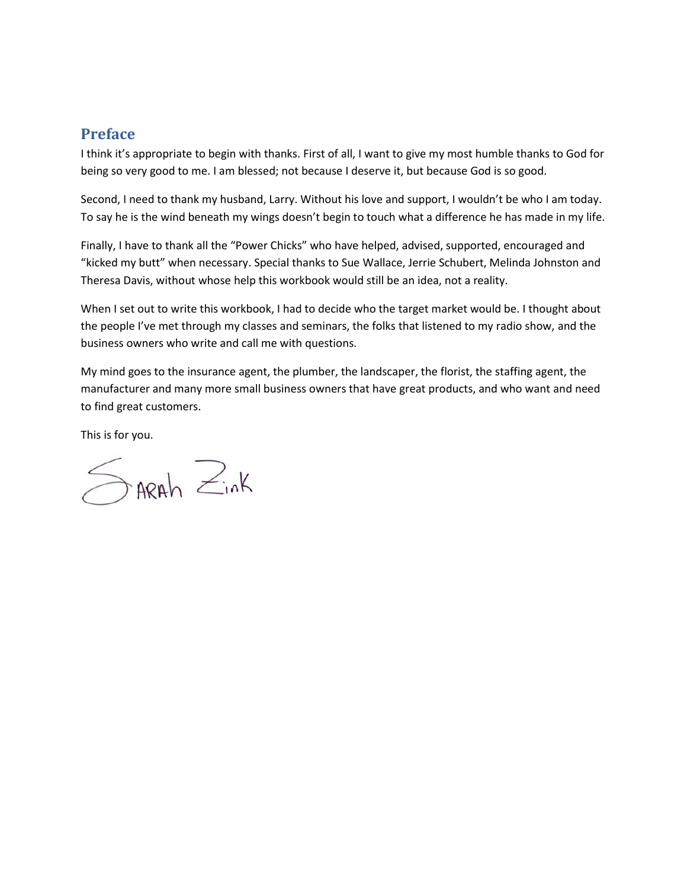## Preface

I think it's appropriate to begin with thanks. First of all, I want to give my most humble thanks to God for being so very good to me. I am blessed; not because I deserve it, but because God is so good.

Second, I need to thank my husband, Larry. Without his love and support, I wouldn't be who I am today. To say he is the wind beneath my wings doesn't begin to touch what a difference he has made in my life.

Finally, I have to thank all the "Power Chicks" who have helped, advised, supported, encouraged and "kicked my butt" when necessary. Special thanks to Sue Wallace, Jerrie Schubert, Melinda Johnston and Theresa Davis, without whose help this workbook would still be an idea, not a reality.

When I set out to write this workbook, I had to decide who the target market would be. I thought about the people I've met through my classes and seminars, the folks that listened to my radio show, and the business owners who write and call me with questions.

My mind goes to the insurance agent, the plumber, the landscaper, the florist, the staffing agent, the manufacturer and many more small business owners that have great products, and who want and need to find great customers.

This is for you.

Sarah Zink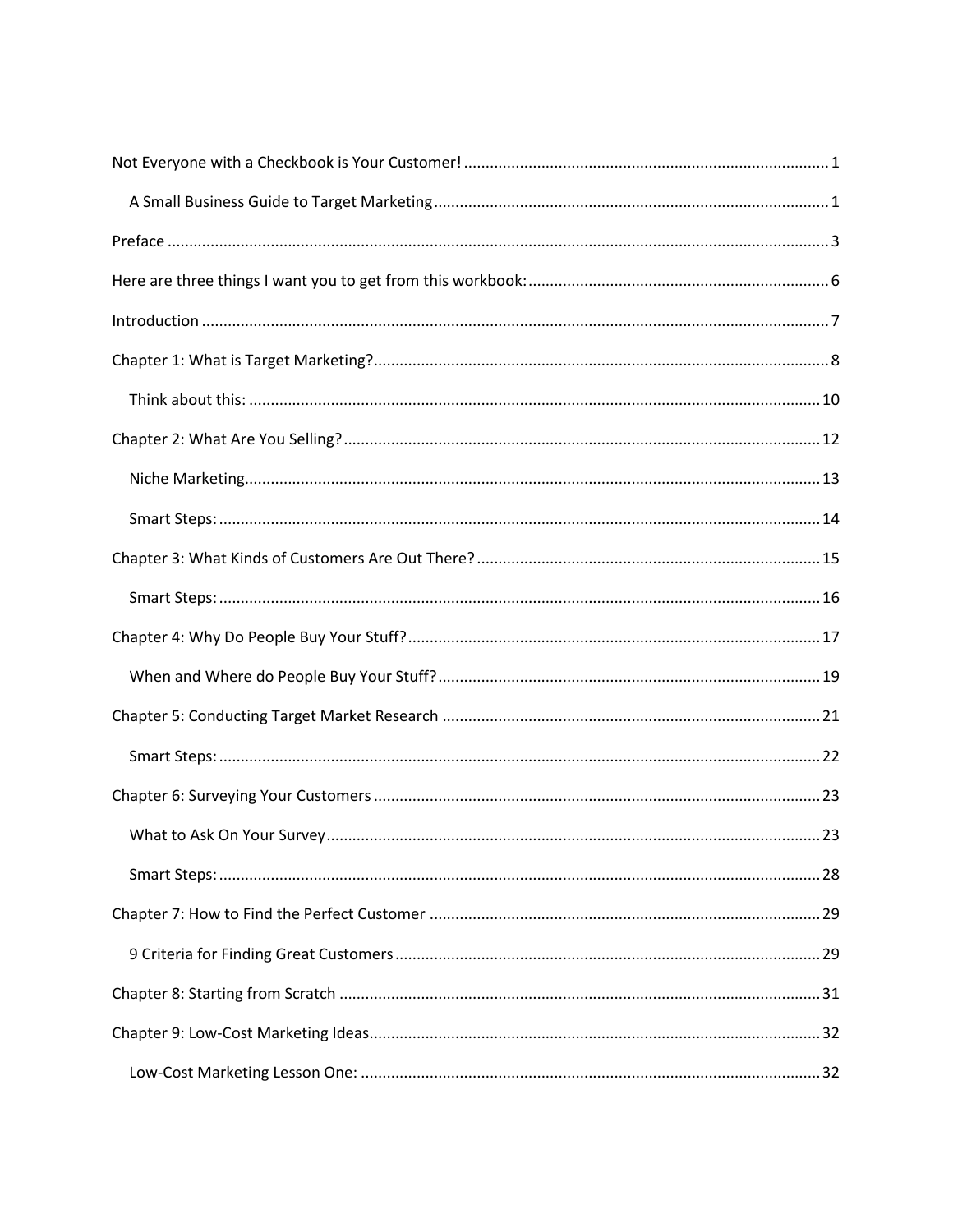Not Everyone with a Checkbook is Your Customer! ........................................ 1

- A Small Business Guide to Target Marketing ........................................ 1

Preface ........................................ 3

Here are three things I want you to get from this workbook: ........................................ 6

Introduction ........................................ 7

Chapter 1: What is Target Marketing? ........................................ 8

- Think about this: ........................................ 10

Chapter 2: What Are You Selling? ........................................ 12

- Niche Marketing ........................................ 13
- Smart Steps: ........................................ 14

Chapter 3: What Kinds of Customers Are Out There? ........................................ 15

- Smart Steps: ........................................ 16

Chapter 4: Why Do People Buy Your Stuff? ........................................ 17

- When and Where do People Buy Your Stuff? ........................................ 19

Chapter 5: Conducting Target Market Research ........................................ 21

- Smart Steps: ........................................ 22

Chapter 6: Surveying Your Customers ........................................ 23

- What to Ask On Your Survey ........................................ 23
- Smart Steps: ........................................ 28

Chapter 7: How to Find the Perfect Customer ........................................ 29

- 9 Criteria for Finding Great Customers ........................................ 29

Chapter 8: Starting from Scratch ........................................ 31

Chapter 9: Low-Cost Marketing Ideas ........................................ 32

- Low-Cost Marketing Lesson One: ........................................ 32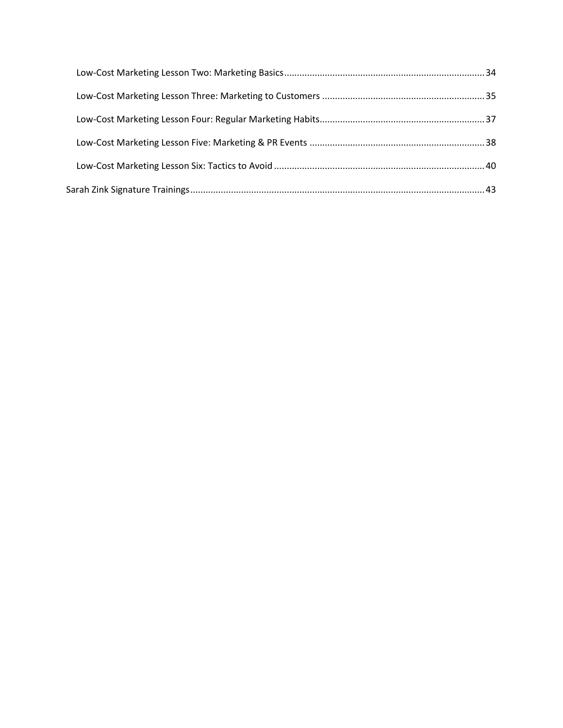Low-Cost Marketing Lesson Two: Marketing Basics ........ 34

Low-Cost Marketing Lesson Three: Marketing to Customers ........ 35

Low-Cost Marketing Lesson Four: Regular Marketing Habits ........ 37

Low-Cost Marketing Lesson Five: Marketing & PR Events ........ 38

Low-Cost Marketing Lesson Six: Tactics to Avoid ........ 40

Sarah Zink Signature Trainings ........ 43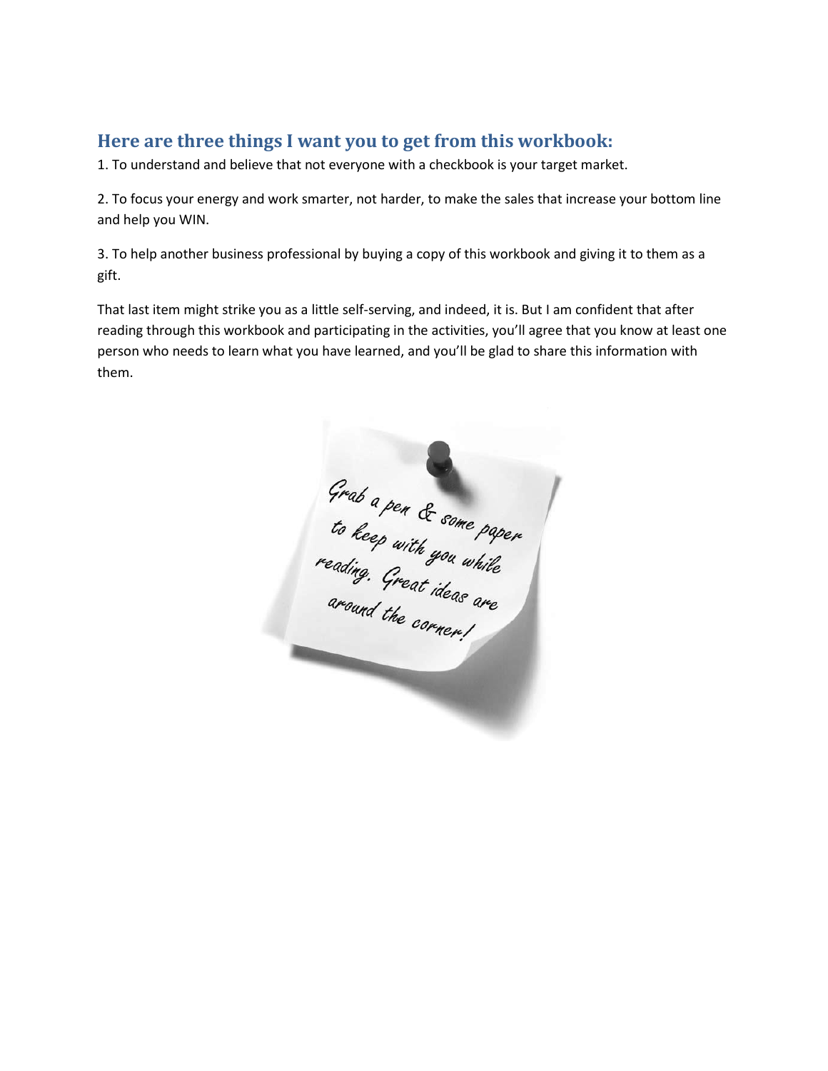## Here are three things I want you to get from this workbook:

1. To understand and believe that not everyone with a checkbook is your target market.

2. To focus your energy and work smarter, not harder, to make the sales that increase your bottom line and help you WIN.

3. To help another business professional by buying a copy of this workbook and giving it to them as a gift.

That last item might strike you as a little self-serving, and indeed, it is. But I am confident that after reading through this workbook and participating in the activities, you'll agree that you know at least one person who needs to learn what you have learned, and you'll be glad to share this information with them.

*Grab a pen & some paper to keep with you while reading. Great ideas are around the corner!*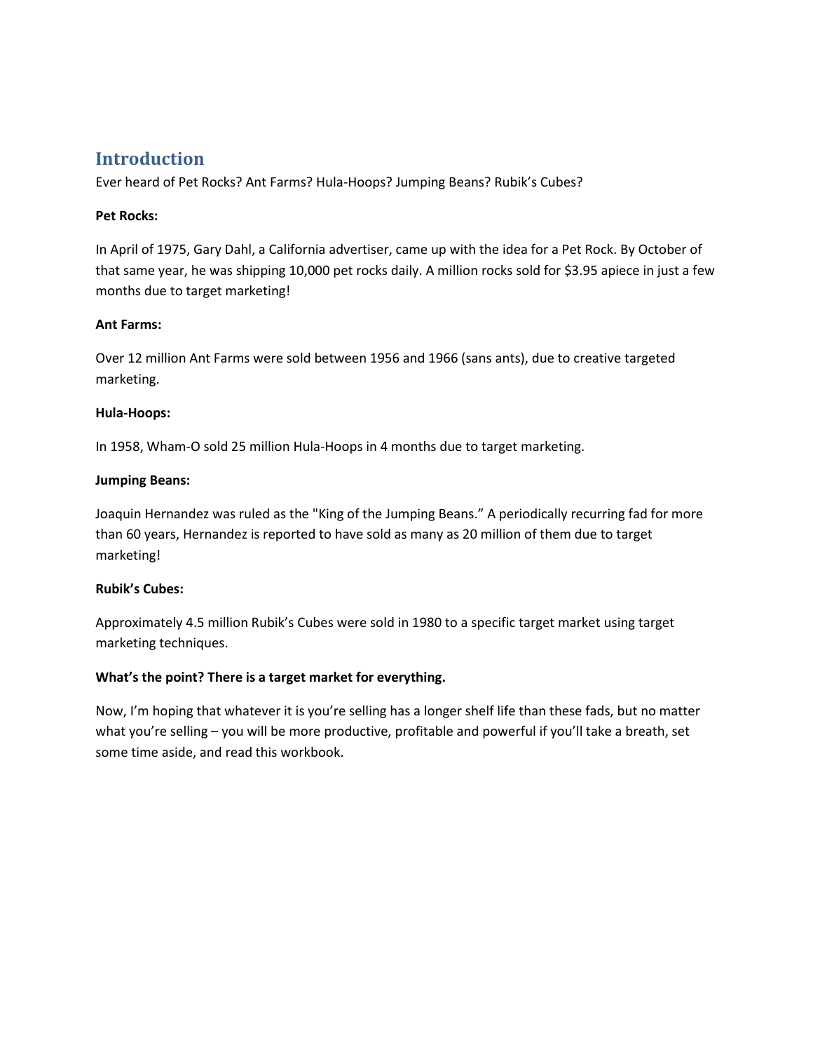## Introduction

Ever heard of Pet Rocks? Ant Farms? Hula-Hoops? Jumping Beans? Rubik's Cubes?

**Pet Rocks:**

In April of 1975, Gary Dahl, a California advertiser, came up with the idea for a Pet Rock. By October of that same year, he was shipping 10,000 pet rocks daily. A million rocks sold for $3.95 apiece in just a few months due to target marketing!

**Ant Farms:**

Over 12 million Ant Farms were sold between 1956 and 1966 (sans ants), due to creative targeted marketing.

**Hula-Hoops:**

In 1958, Wham-O sold 25 million Hula-Hoops in 4 months due to target marketing.

**Jumping Beans:**

Joaquin Hernandez was ruled as the "King of the Jumping Beans." A periodically recurring fad for more than 60 years, Hernandez is reported to have sold as many as 20 million of them due to target marketing!

**Rubik's Cubes:**

Approximately 4.5 million Rubik's Cubes were sold in 1980 to a specific target market using target marketing techniques.

**What's the point? There is a target market for everything.**

Now, I'm hoping that whatever it is you're selling has a longer shelf life than these fads, but no matter what you're selling – you will be more productive, profitable and powerful if you'll take a breath, set some time aside, and read this workbook.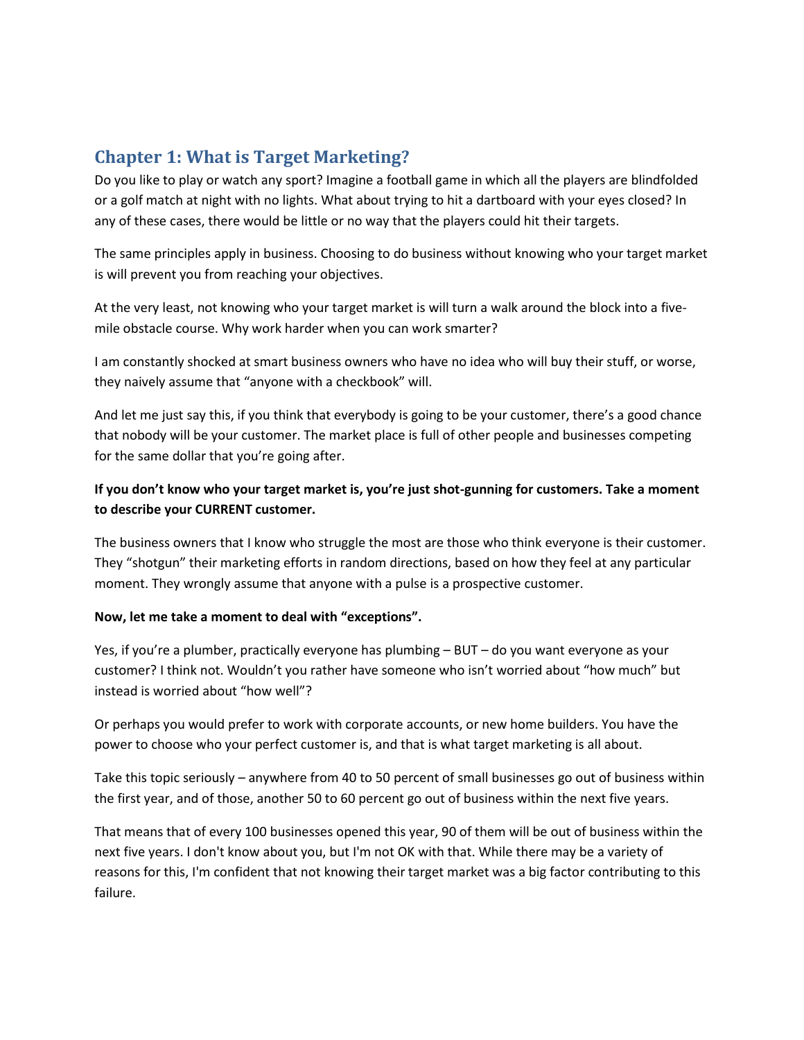## Chapter 1: What is Target Marketing?

Do you like to play or watch any sport? Imagine a football game in which all the players are blindfolded or a golf match at night with no lights. What about trying to hit a dartboard with your eyes closed? In any of these cases, there would be little or no way that the players could hit their targets.

The same principles apply in business. Choosing to do business without knowing who your target market is will prevent you from reaching your objectives.

At the very least, not knowing who your target market is will turn a walk around the block into a five-mile obstacle course. Why work harder when you can work smarter?

I am constantly shocked at smart business owners who have no idea who will buy their stuff, or worse, they naively assume that "anyone with a checkbook" will.

And let me just say this, if you think that everybody is going to be your customer, there's a good chance that nobody will be your customer. The market place is full of other people and businesses competing for the same dollar that you're going after.

**If you don't know who your target market is, you're just shot-gunning for customers. Take a moment to describe your CURRENT customer.**

The business owners that I know who struggle the most are those who think everyone is their customer. They "shotgun" their marketing efforts in random directions, based on how they feel at any particular moment. They wrongly assume that anyone with a pulse is a prospective customer.

**Now, let me take a moment to deal with "exceptions".**

Yes, if you're a plumber, practically everyone has plumbing – BUT – do you want everyone as your customer? I think not. Wouldn't you rather have someone who isn't worried about "how much" but instead is worried about "how well"?

Or perhaps you would prefer to work with corporate accounts, or new home builders. You have the power to choose who your perfect customer is, and that is what target marketing is all about.

Take this topic seriously – anywhere from 40 to 50 percent of small businesses go out of business within the first year, and of those, another 50 to 60 percent go out of business within the next five years.

That means that of every 100 businesses opened this year, 90 of them will be out of business within the next five years. I don't know about you, but I'm not OK with that. While there may be a variety of reasons for this, I'm confident that not knowing their target market was a big factor contributing to this failure.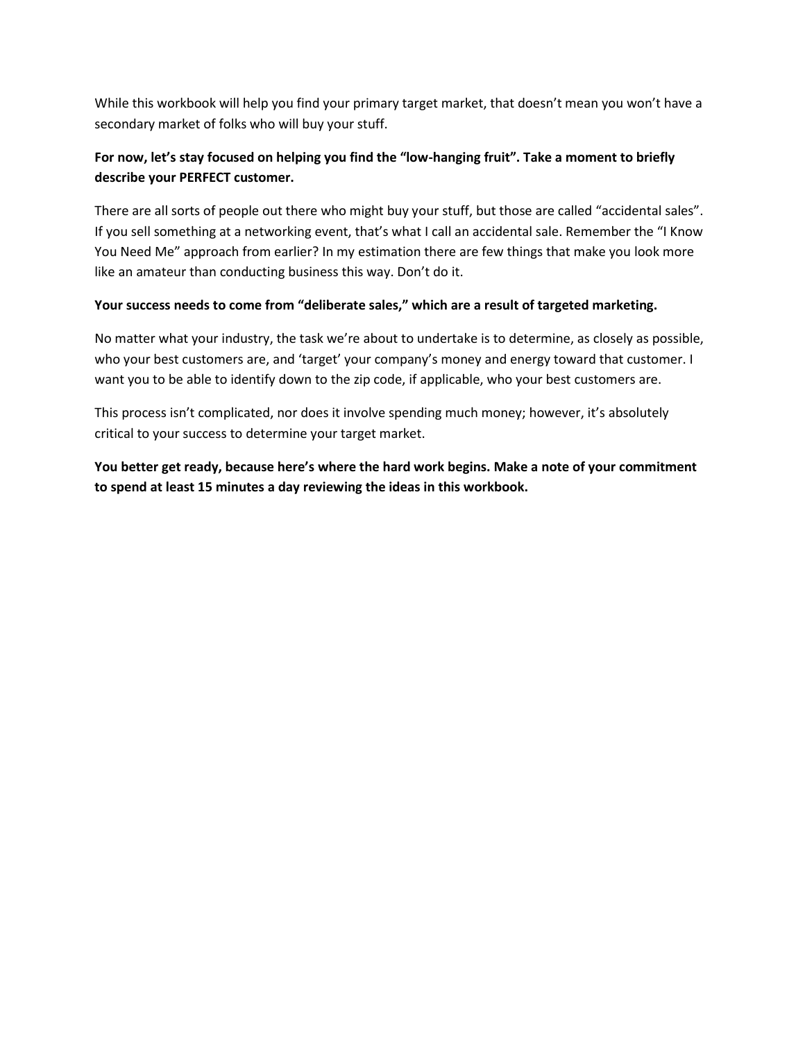While this workbook will help you find your primary target market, that doesn't mean you won't have a secondary market of folks who will buy your stuff.

**For now, let's stay focused on helping you find the "low-hanging fruit". Take a moment to briefly describe your PERFECT customer.**

There are all sorts of people out there who might buy your stuff, but those are called "accidental sales". If you sell something at a networking event, that's what I call an accidental sale. Remember the "I Know You Need Me" approach from earlier? In my estimation there are few things that make you look more like an amateur than conducting business this way. Don't do it.

**Your success needs to come from "deliberate sales," which are a result of targeted marketing.**

No matter what your industry, the task we're about to undertake is to determine, as closely as possible, who your best customers are, and 'target' your company's money and energy toward that customer. I want you to be able to identify down to the zip code, if applicable, who your best customers are.

This process isn't complicated, nor does it involve spending much money; however, it's absolutely critical to your success to determine your target market.

**You better get ready, because here's where the hard work begins. Make a note of your commitment to spend at least 15 minutes a day reviewing the ideas in this workbook.**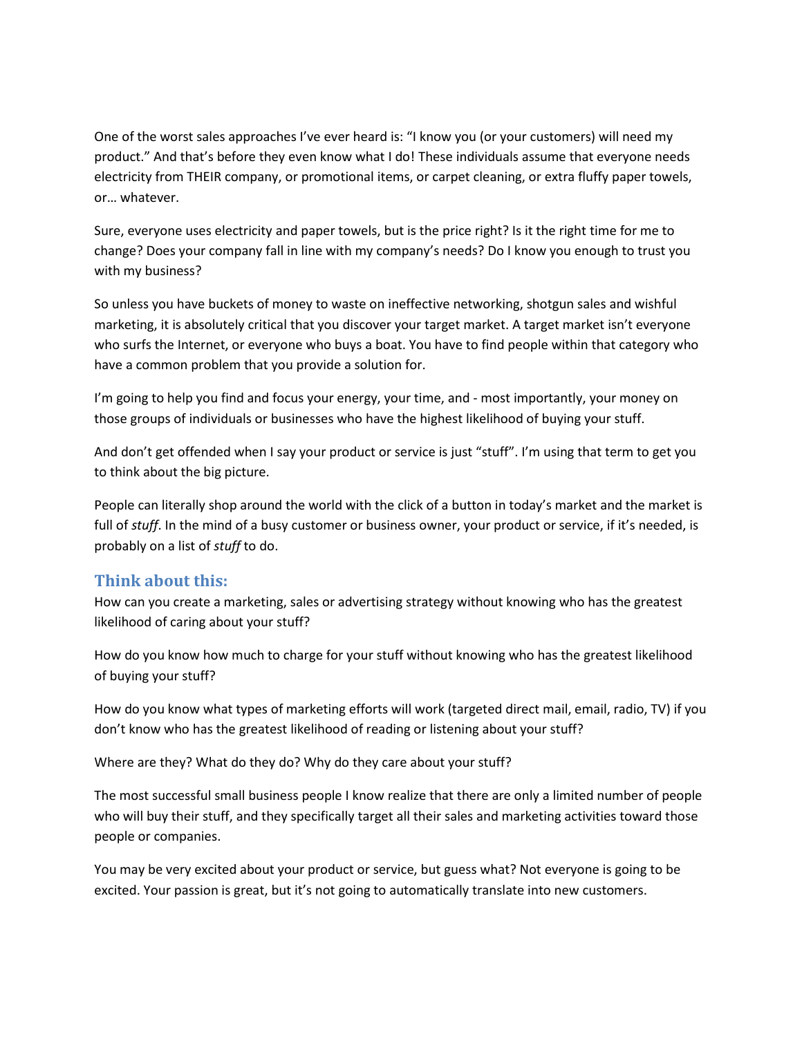One of the worst sales approaches I've ever heard is: "I know you (or your customers) will need my product." And that's before they even know what I do! These individuals assume that everyone needs electricity from THEIR company, or promotional items, or carpet cleaning, or extra fluffy paper towels, or… whatever.

Sure, everyone uses electricity and paper towels, but is the price right? Is it the right time for me to change? Does your company fall in line with my company's needs? Do I know you enough to trust you with my business?

So unless you have buckets of money to waste on ineffective networking, shotgun sales and wishful marketing, it is absolutely critical that you discover your target market. A target market isn't everyone who surfs the Internet, or everyone who buys a boat. You have to find people within that category who have a common problem that you provide a solution for.

I'm going to help you find and focus your energy, your time, and - most importantly, your money on those groups of individuals or businesses who have the highest likelihood of buying your stuff.

And don't get offended when I say your product or service is just "stuff". I'm using that term to get you to think about the big picture.

People can literally shop around the world with the click of a button in today's market and the market is full of *stuff*. In the mind of a busy customer or business owner, your product or service, if it's needed, is probably on a list of *stuff* to do.

## Think about this:

How can you create a marketing, sales or advertising strategy without knowing who has the greatest likelihood of caring about your stuff?

How do you know how much to charge for your stuff without knowing who has the greatest likelihood of buying your stuff?

How do you know what types of marketing efforts will work (targeted direct mail, email, radio, TV) if you don't know who has the greatest likelihood of reading or listening about your stuff?

Where are they? What do they do? Why do they care about your stuff?

The most successful small business people I know realize that there are only a limited number of people who will buy their stuff, and they specifically target all their sales and marketing activities toward those people or companies.

You may be very excited about your product or service, but guess what? Not everyone is going to be excited. Your passion is great, but it's not going to automatically translate into new customers.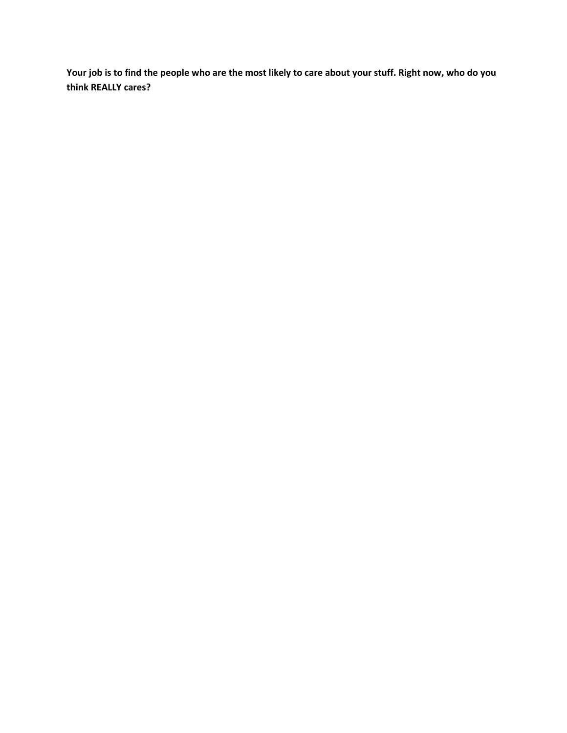**Your job is to find the people who are the most likely to care about your stuff. Right now, who do you think REALLY cares?**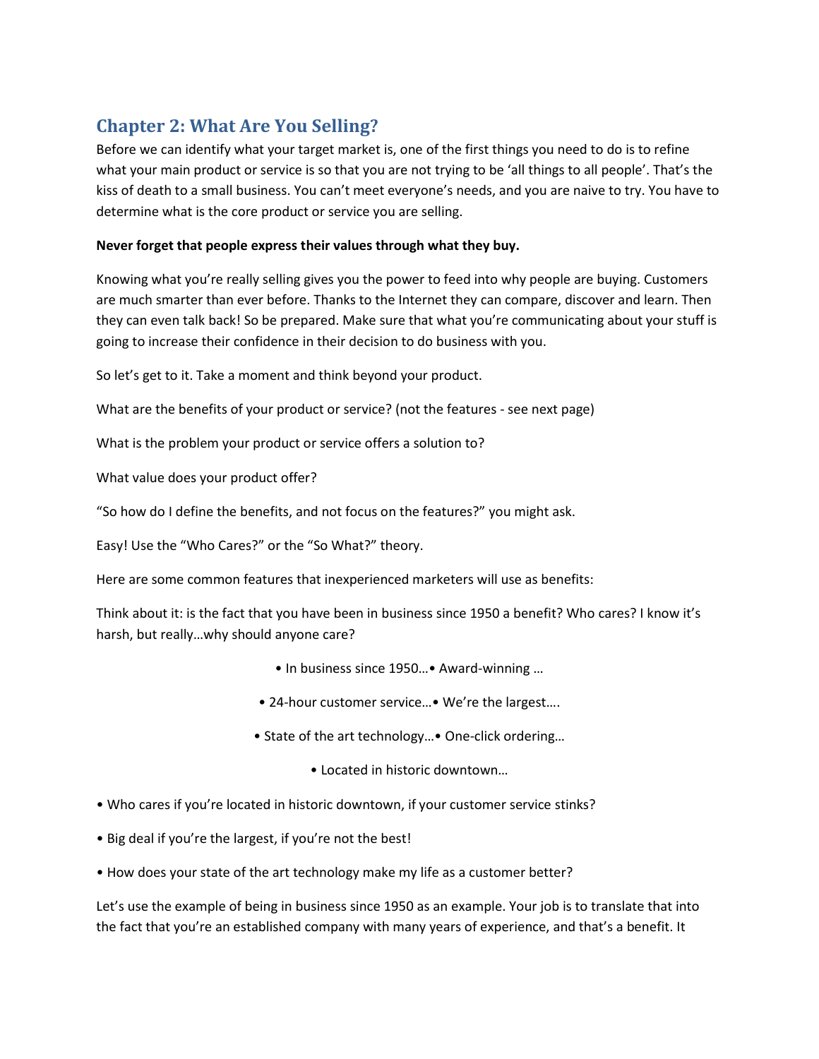## Chapter 2: What Are You Selling?

Before we can identify what your target market is, one of the first things you need to do is to refine what your main product or service is so that you are not trying to be 'all things to all people'. That's the kiss of death to a small business. You can't meet everyone's needs, and you are naive to try. You have to determine what is the core product or service you are selling.

**Never forget that people express their values through what they buy.**

Knowing what you're really selling gives you the power to feed into why people are buying. Customers are much smarter than ever before. Thanks to the Internet they can compare, discover and learn. Then they can even talk back! So be prepared. Make sure that what you're communicating about your stuff is going to increase their confidence in their decision to do business with you.

So let's get to it. Take a moment and think beyond your product.

What are the benefits of your product or service? (not the features - see next page)

What is the problem your product or service offers a solution to?

What value does your product offer?

"So how do I define the benefits, and not focus on the features?" you might ask.

Easy! Use the "Who Cares?" or the "So What?" theory.

Here are some common features that inexperienced marketers will use as benefits:

Think about it: is the fact that you have been in business since 1950 a benefit? Who cares? I know it's harsh, but really…why should anyone care?

- In business since 1950…
- Award-winning …
- 24-hour customer service…
- We're the largest….
- State of the art technology…
- One-click ordering…
- Located in historic downtown…

- Who cares if you're located in historic downtown, if your customer service stinks?
- Big deal if you're the largest, if you're not the best!
- How does your state of the art technology make my life as a customer better?

Let's use the example of being in business since 1950 as an example. Your job is to translate that into the fact that you're an established company with many years of experience, and that's a benefit. It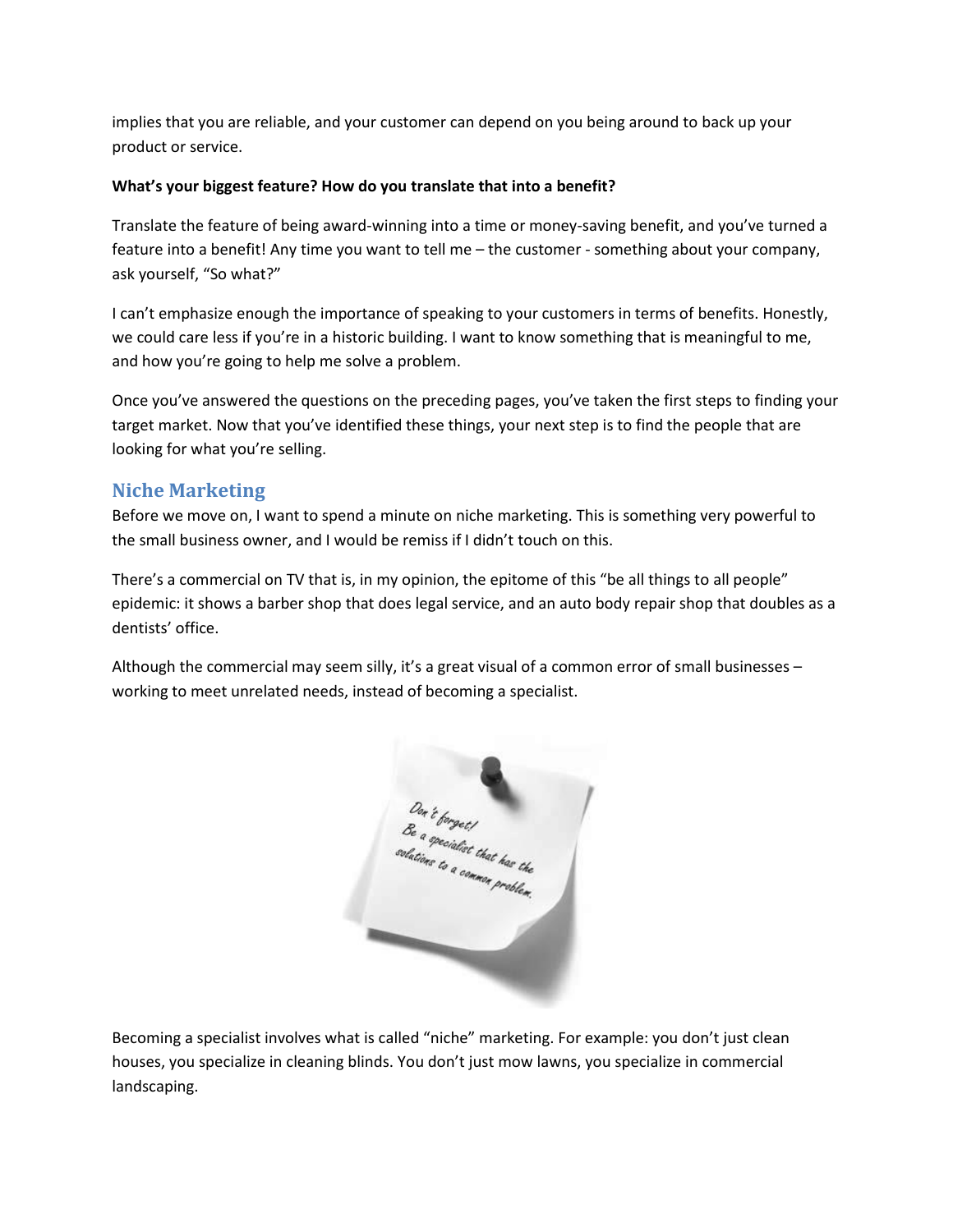implies that you are reliable, and your customer can depend on you being around to back up your product or service.

**What's your biggest feature? How do you translate that into a benefit?**

Translate the feature of being award-winning into a time or money-saving benefit, and you've turned a feature into a benefit! Any time you want to tell me – the customer - something about your company, ask yourself, "So what?"

I can't emphasize enough the importance of speaking to your customers in terms of benefits. Honestly, we could care less if you're in a historic building. I want to know something that is meaningful to me, and how you're going to help me solve a problem.

Once you've answered the questions on the preceding pages, you've taken the first steps to finding your target market. Now that you've identified these things, your next step is to find the people that are looking for what you're selling.

## Niche Marketing

Before we move on, I want to spend a minute on niche marketing. This is something very powerful to the small business owner, and I would be remiss if I didn't touch on this.

There's a commercial on TV that is, in my opinion, the epitome of this "be all things to all people" epidemic: it shows a barber shop that does legal service, and an auto body repair shop that doubles as a dentists' office.

Although the commercial may seem silly, it's a great visual of a common error of small businesses – working to meet unrelated needs, instead of becoming a specialist.

Don't forget! Be a specialist that has the solutions to a common problem.

Becoming a specialist involves what is called "niche" marketing. For example: you don't just clean houses, you specialize in cleaning blinds. You don't just mow lawns, you specialize in commercial landscaping.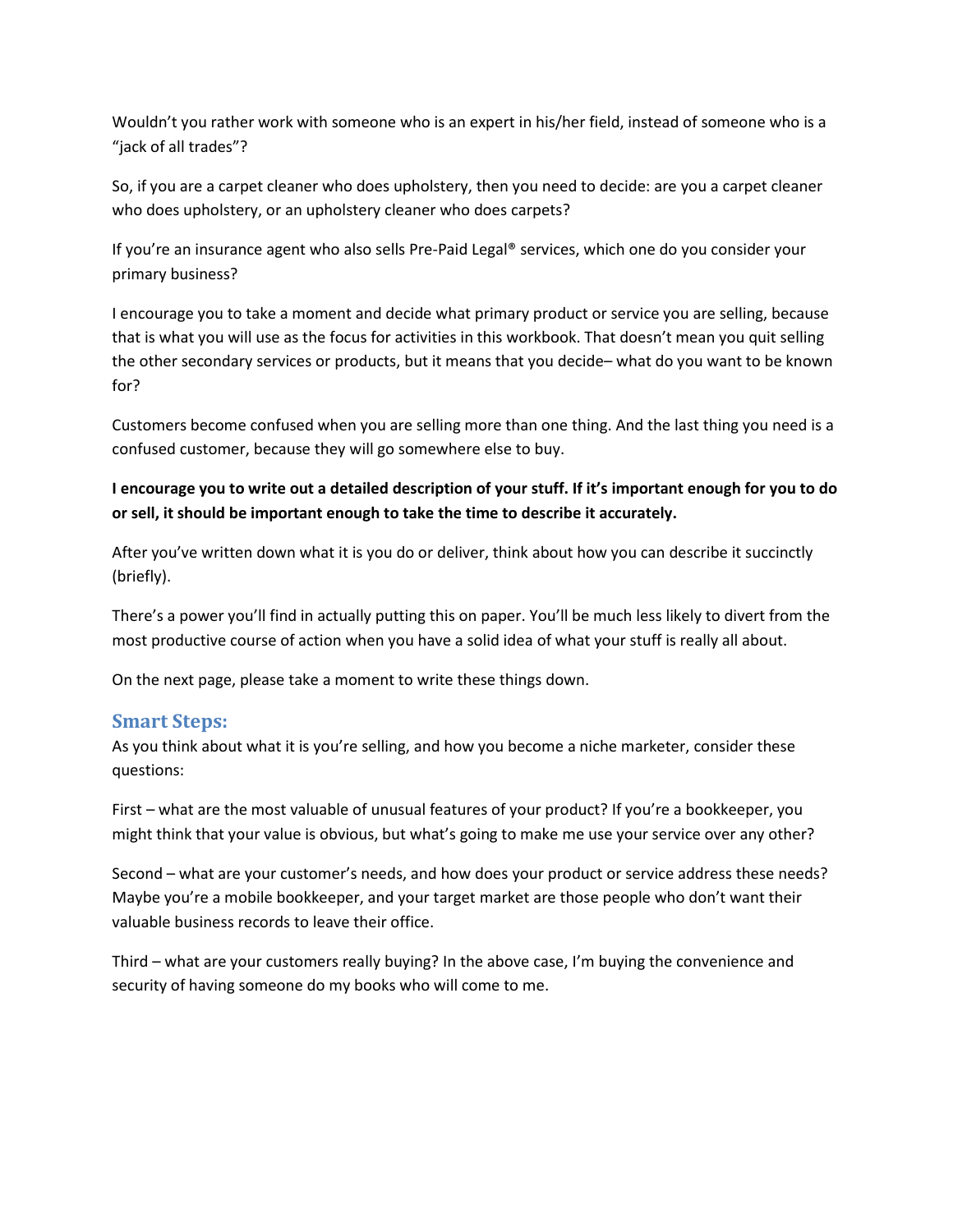Wouldn't you rather work with someone who is an expert in his/her field, instead of someone who is a "jack of all trades"?

So, if you are a carpet cleaner who does upholstery, then you need to decide: are you a carpet cleaner who does upholstery, or an upholstery cleaner who does carpets?

If you're an insurance agent who also sells Pre-Paid Legal® services, which one do you consider your primary business?

I encourage you to take a moment and decide what primary product or service you are selling, because that is what you will use as the focus for activities in this workbook. That doesn't mean you quit selling the other secondary services or products, but it means that you decide– what do you want to be known for?

Customers become confused when you are selling more than one thing. And the last thing you need is a confused customer, because they will go somewhere else to buy.

**I encourage you to write out a detailed description of your stuff. If it's important enough for you to do or sell, it should be important enough to take the time to describe it accurately.**

After you've written down what it is you do or deliver, think about how you can describe it succinctly (briefly).

There's a power you'll find in actually putting this on paper. You'll be much less likely to divert from the most productive course of action when you have a solid idea of what your stuff is really all about.

On the next page, please take a moment to write these things down.

## Smart Steps:

As you think about what it is you're selling, and how you become a niche marketer, consider these questions:

First – what are the most valuable of unusual features of your product? If you're a bookkeeper, you might think that your value is obvious, but what's going to make me use your service over any other?

Second – what are your customer's needs, and how does your product or service address these needs? Maybe you're a mobile bookkeeper, and your target market are those people who don't want their valuable business records to leave their office.

Third – what are your customers really buying? In the above case, I'm buying the convenience and security of having someone do my books who will come to me.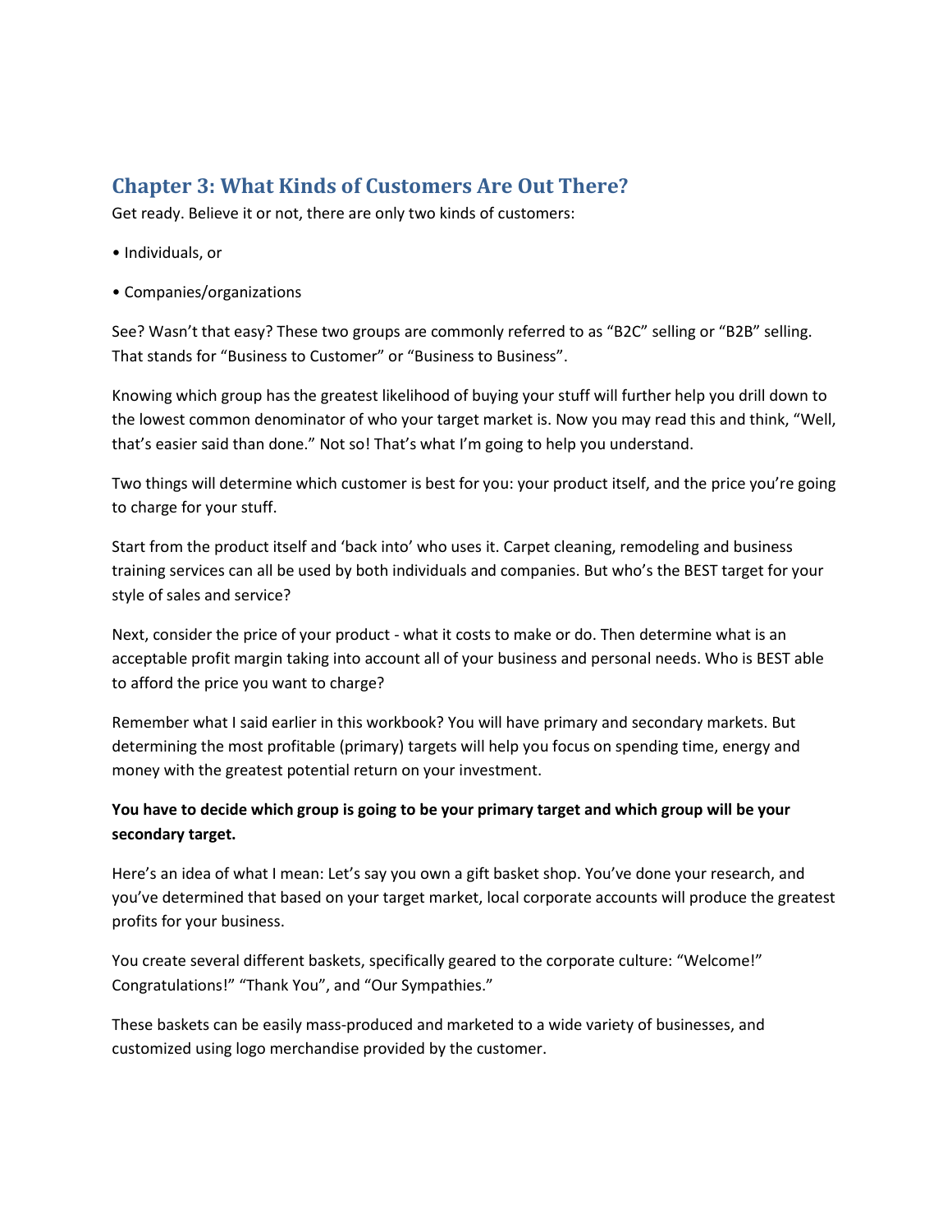## Chapter 3: What Kinds of Customers Are Out There?

Get ready. Believe it or not, there are only two kinds of customers:

- Individuals, or
- Companies/organizations

See? Wasn't that easy? These two groups are commonly referred to as "B2C" selling or "B2B" selling. That stands for "Business to Customer" or "Business to Business".

Knowing which group has the greatest likelihood of buying your stuff will further help you drill down to the lowest common denominator of who your target market is. Now you may read this and think, "Well, that's easier said than done." Not so! That's what I'm going to help you understand.

Two things will determine which customer is best for you: your product itself, and the price you're going to charge for your stuff.

Start from the product itself and 'back into' who uses it. Carpet cleaning, remodeling and business training services can all be used by both individuals and companies. But who's the BEST target for your style of sales and service?

Next, consider the price of your product - what it costs to make or do. Then determine what is an acceptable profit margin taking into account all of your business and personal needs. Who is BEST able to afford the price you want to charge?

Remember what I said earlier in this workbook? You will have primary and secondary markets. But determining the most profitable (primary) targets will help you focus on spending time, energy and money with the greatest potential return on your investment.

**You have to decide which group is going to be your primary target and which group will be your secondary target.**

Here's an idea of what I mean: Let's say you own a gift basket shop. You've done your research, and you've determined that based on your target market, local corporate accounts will produce the greatest profits for your business.

You create several different baskets, specifically geared to the corporate culture: "Welcome!" Congratulations!" "Thank You", and "Our Sympathies."

These baskets can be easily mass-produced and marketed to a wide variety of businesses, and customized using logo merchandise provided by the customer.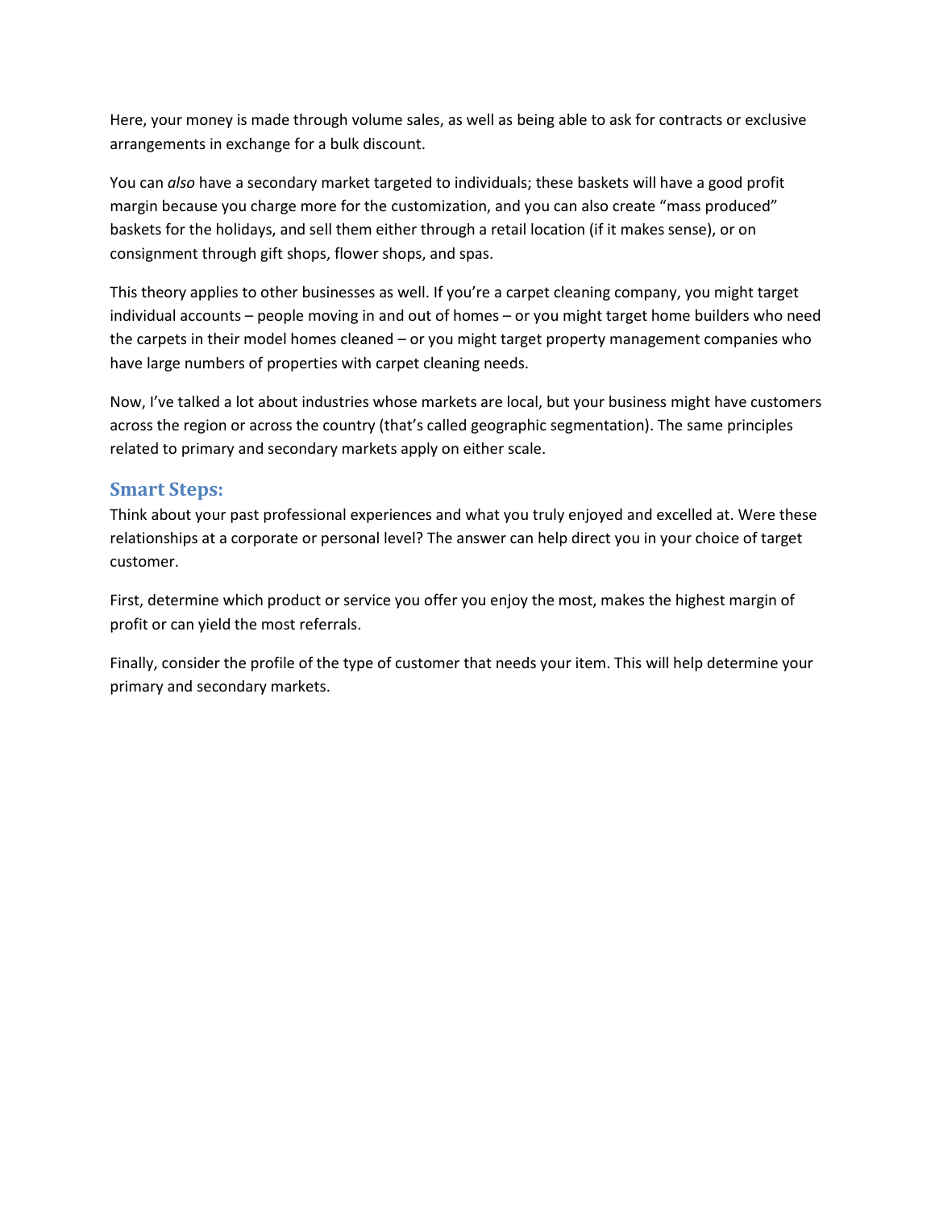Here, your money is made through volume sales, as well as being able to ask for contracts or exclusive arrangements in exchange for a bulk discount.

You can *also* have a secondary market targeted to individuals; these baskets will have a good profit margin because you charge more for the customization, and you can also create "mass produced" baskets for the holidays, and sell them either through a retail location (if it makes sense), or on consignment through gift shops, flower shops, and spas.

This theory applies to other businesses as well. If you're a carpet cleaning company, you might target individual accounts – people moving in and out of homes – or you might target home builders who need the carpets in their model homes cleaned – or you might target property management companies who have large numbers of properties with carpet cleaning needs.

Now, I've talked a lot about industries whose markets are local, but your business might have customers across the region or across the country (that's called geographic segmentation). The same principles related to primary and secondary markets apply on either scale.

### Smart Steps:

Think about your past professional experiences and what you truly enjoyed and excelled at. Were these relationships at a corporate or personal level? The answer can help direct you in your choice of target customer.

First, determine which product or service you offer you enjoy the most, makes the highest margin of profit or can yield the most referrals.

Finally, consider the profile of the type of customer that needs your item. This will help determine your primary and secondary markets.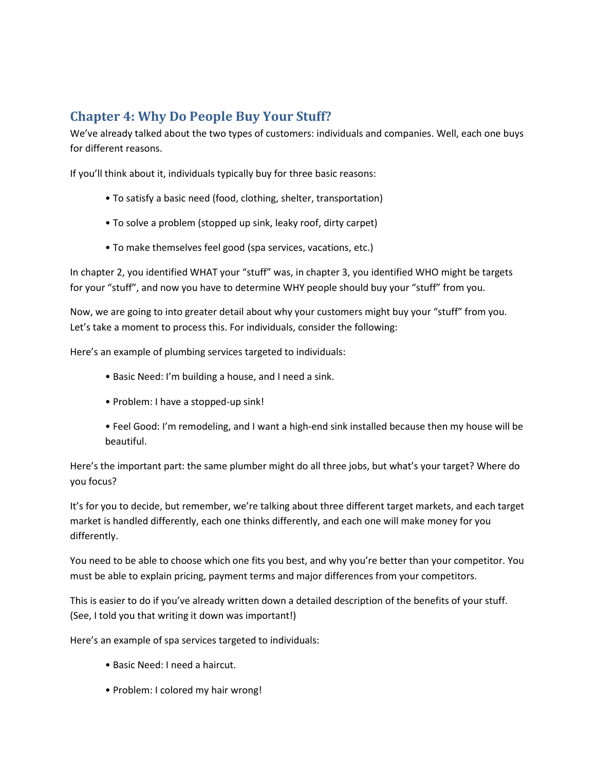## Chapter 4: Why Do People Buy Your Stuff?

We've already talked about the two types of customers: individuals and companies. Well, each one buys for different reasons.

If you'll think about it, individuals typically buy for three basic reasons:

- To satisfy a basic need (food, clothing, shelter, transportation)
- To solve a problem (stopped up sink, leaky roof, dirty carpet)
- To make themselves feel good (spa services, vacations, etc.)

In chapter 2, you identified WHAT your "stuff" was, in chapter 3, you identified WHO might be targets for your "stuff", and now you have to determine WHY people should buy your "stuff" from you.

Now, we are going to into greater detail about why your customers might buy your "stuff" from you. Let's take a moment to process this. For individuals, consider the following:

Here's an example of plumbing services targeted to individuals:

- Basic Need: I'm building a house, and I need a sink.
- Problem: I have a stopped-up sink!
- Feel Good: I'm remodeling, and I want a high-end sink installed because then my house will be beautiful.

Here's the important part: the same plumber might do all three jobs, but what's your target? Where do you focus?

It's for you to decide, but remember, we're talking about three different target markets, and each target market is handled differently, each one thinks differently, and each one will make money for you differently.

You need to be able to choose which one fits you best, and why you're better than your competitor. You must be able to explain pricing, payment terms and major differences from your competitors.

This is easier to do if you've already written down a detailed description of the benefits of your stuff. (See, I told you that writing it down was important!)

Here's an example of spa services targeted to individuals:

- Basic Need: I need a haircut.
- Problem: I colored my hair wrong!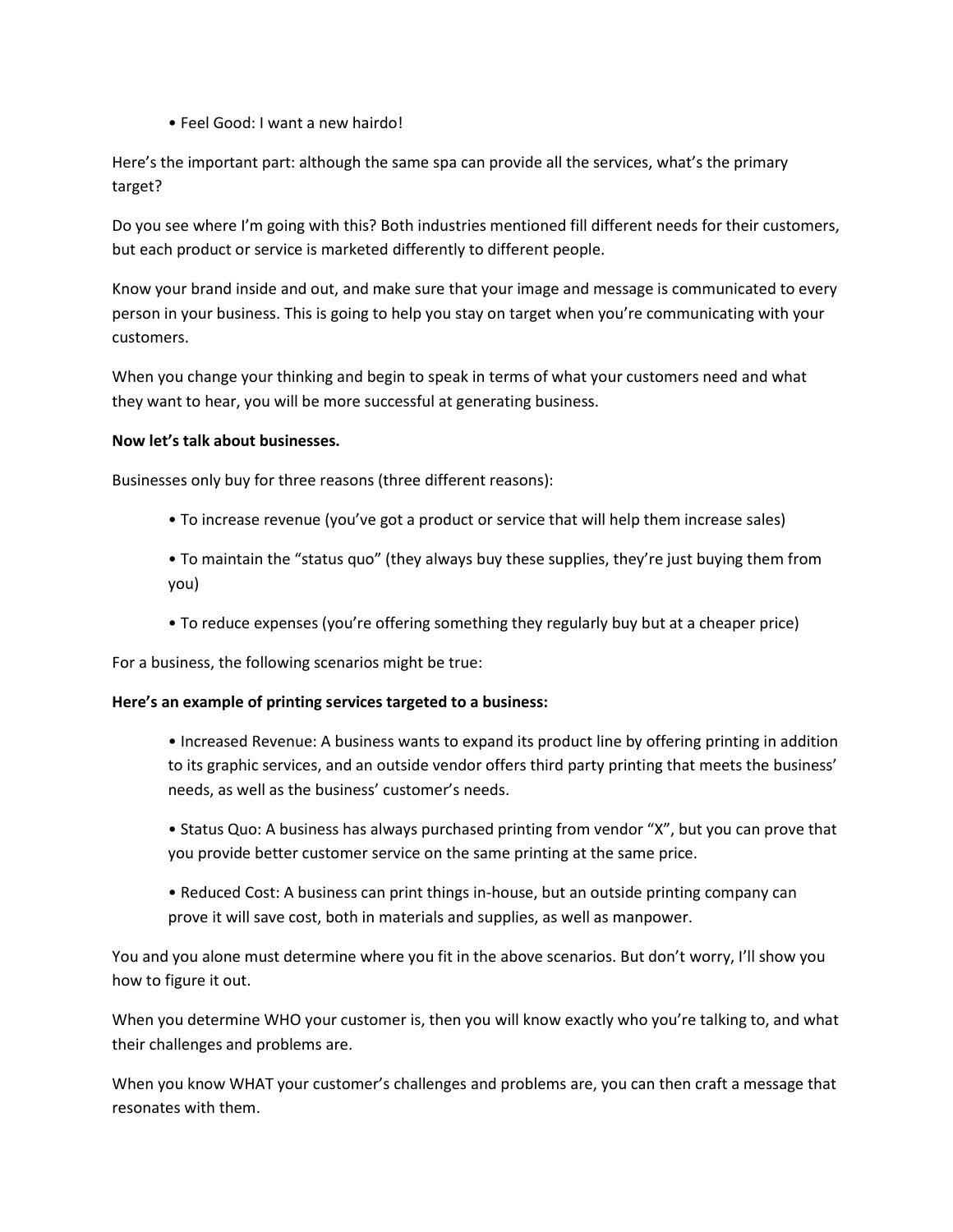- Feel Good: I want a new hairdo!

Here's the important part: although the same spa can provide all the services, what's the primary target?

Do you see where I'm going with this? Both industries mentioned fill different needs for their customers, but each product or service is marketed differently to different people.

Know your brand inside and out, and make sure that your image and message is communicated to every person in your business. This is going to help you stay on target when you're communicating with your customers.

When you change your thinking and begin to speak in terms of what your customers need and what they want to hear, you will be more successful at generating business.

**Now let's talk about businesses.**

Businesses only buy for three reasons (three different reasons):

- To increase revenue (you've got a product or service that will help them increase sales)
- To maintain the "status quo" (they always buy these supplies, they're just buying them from you)
- To reduce expenses (you're offering something they regularly buy but at a cheaper price)

For a business, the following scenarios might be true:

**Here's an example of printing services targeted to a business:**

- Increased Revenue: A business wants to expand its product line by offering printing in addition to its graphic services, and an outside vendor offers third party printing that meets the business' needs, as well as the business' customer's needs.
- Status Quo: A business has always purchased printing from vendor "X", but you can prove that you provide better customer service on the same printing at the same price.
- Reduced Cost: A business can print things in-house, but an outside printing company can prove it will save cost, both in materials and supplies, as well as manpower.

You and you alone must determine where you fit in the above scenarios. But don't worry, I'll show you how to figure it out.

When you determine WHO your customer is, then you will know exactly who you're talking to, and what their challenges and problems are.

When you know WHAT your customer's challenges and problems are, you can then craft a message that resonates with them.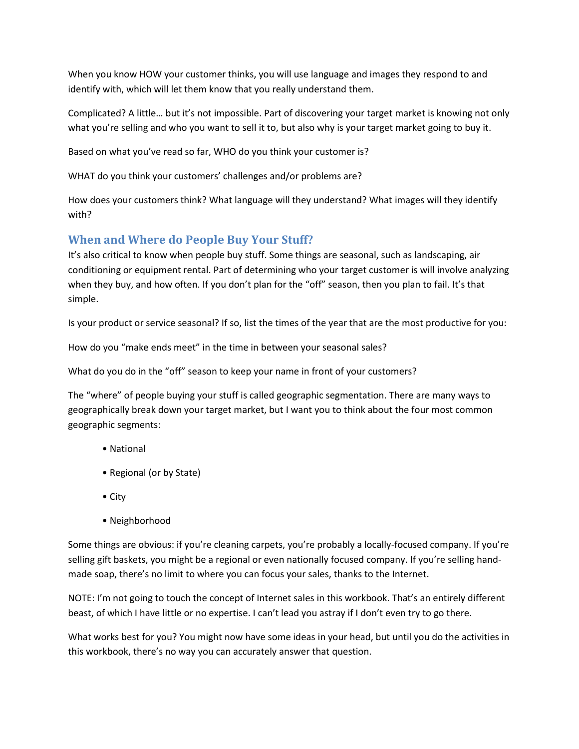When you know HOW your customer thinks, you will use language and images they respond to and identify with, which will let them know that you really understand them.

Complicated? A little… but it's not impossible. Part of discovering your target market is knowing not only what you're selling and who you want to sell it to, but also why is your target market going to buy it.

Based on what you've read so far, WHO do you think your customer is?

WHAT do you think your customers' challenges and/or problems are?

How does your customers think? What language will they understand? What images will they identify with?

## When and Where do People Buy Your Stuff?

It's also critical to know when people buy stuff. Some things are seasonal, such as landscaping, air conditioning or equipment rental. Part of determining who your target customer is will involve analyzing when they buy, and how often. If you don't plan for the "off" season, then you plan to fail. It's that simple.

Is your product or service seasonal? If so, list the times of the year that are the most productive for you:

How do you "make ends meet" in the time in between your seasonal sales?

What do you do in the "off" season to keep your name in front of your customers?

The "where" of people buying your stuff is called geographic segmentation. There are many ways to geographically break down your target market, but I want you to think about the four most common geographic segments:

- National
- Regional (or by State)
- City
- Neighborhood

Some things are obvious: if you're cleaning carpets, you're probably a locally-focused company. If you're selling gift baskets, you might be a regional or even nationally focused company. If you're selling hand-made soap, there's no limit to where you can focus your sales, thanks to the Internet.

NOTE: I'm not going to touch the concept of Internet sales in this workbook. That's an entirely different beast, of which I have little or no expertise. I can't lead you astray if I don't even try to go there.

What works best for you? You might now have some ideas in your head, but until you do the activities in this workbook, there's no way you can accurately answer that question.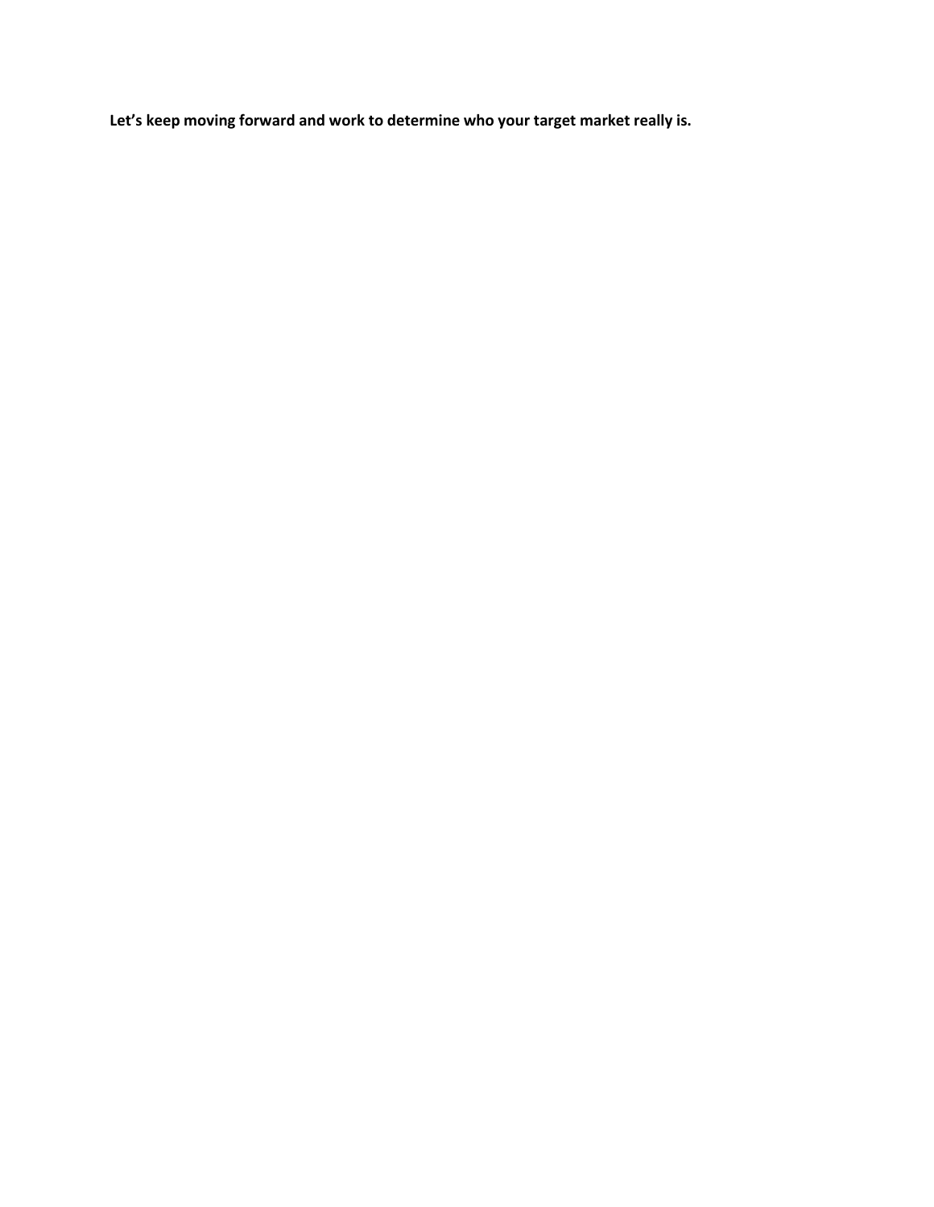**Let's keep moving forward and work to determine who your target market really is.**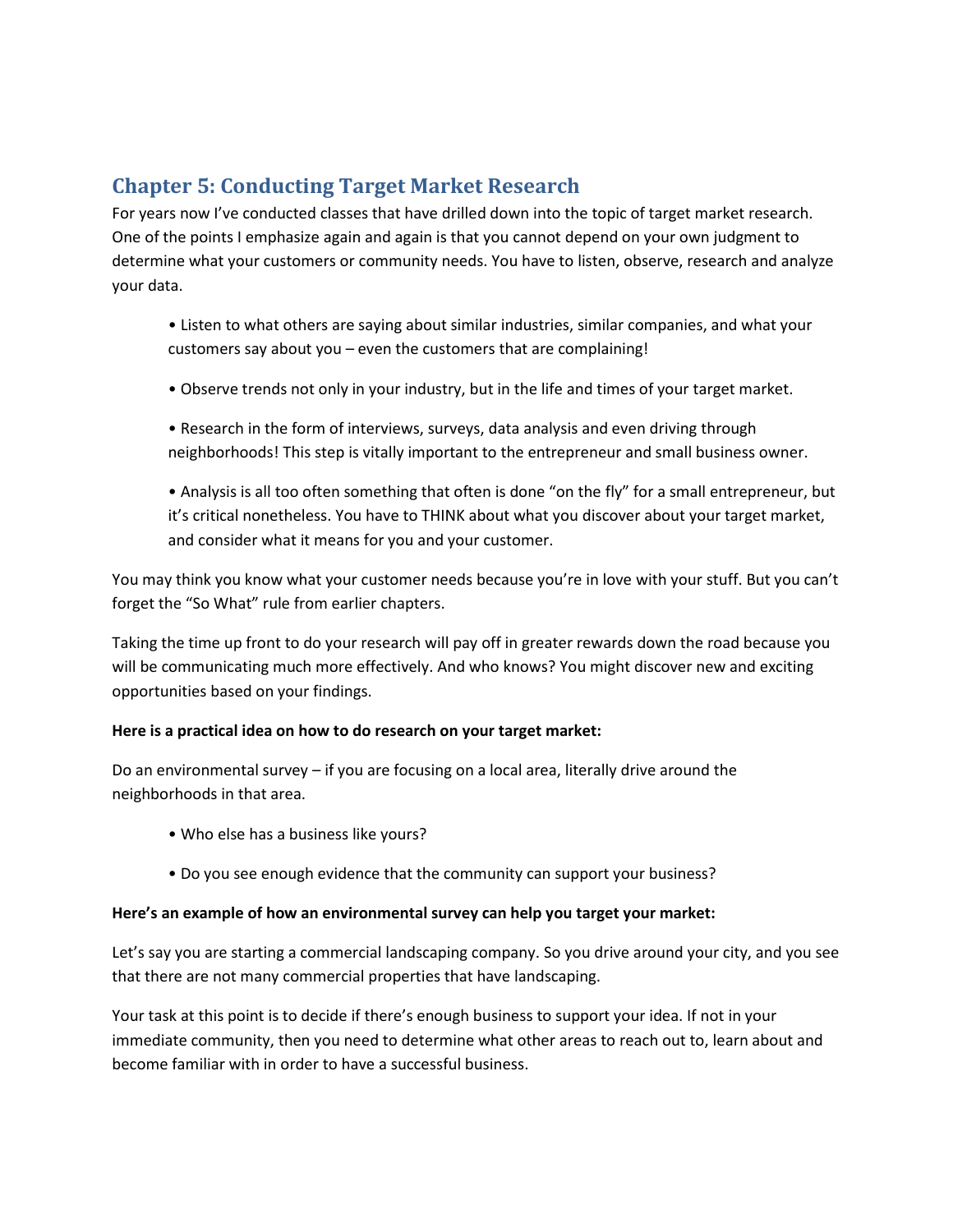## Chapter 5: Conducting Target Market Research

For years now I've conducted classes that have drilled down into the topic of target market research. One of the points I emphasize again and again is that you cannot depend on your own judgment to determine what your customers or community needs. You have to listen, observe, research and analyze your data.

- Listen to what others are saying about similar industries, similar companies, and what your customers say about you – even the customers that are complaining!
- Observe trends not only in your industry, but in the life and times of your target market.
- Research in the form of interviews, surveys, data analysis and even driving through neighborhoods! This step is vitally important to the entrepreneur and small business owner.
- Analysis is all too often something that often is done "on the fly" for a small entrepreneur, but it's critical nonetheless. You have to THINK about what you discover about your target market, and consider what it means for you and your customer.

You may think you know what your customer needs because you're in love with your stuff. But you can't forget the "So What" rule from earlier chapters.

Taking the time up front to do your research will pay off in greater rewards down the road because you will be communicating much more effectively. And who knows? You might discover new and exciting opportunities based on your findings.

**Here is a practical idea on how to do research on your target market:**

Do an environmental survey – if you are focusing on a local area, literally drive around the neighborhoods in that area.

- Who else has a business like yours?
- Do you see enough evidence that the community can support your business?

**Here's an example of how an environmental survey can help you target your market:**

Let's say you are starting a commercial landscaping company. So you drive around your city, and you see that there are not many commercial properties that have landscaping.

Your task at this point is to decide if there's enough business to support your idea. If not in your immediate community, then you need to determine what other areas to reach out to, learn about and become familiar with in order to have a successful business.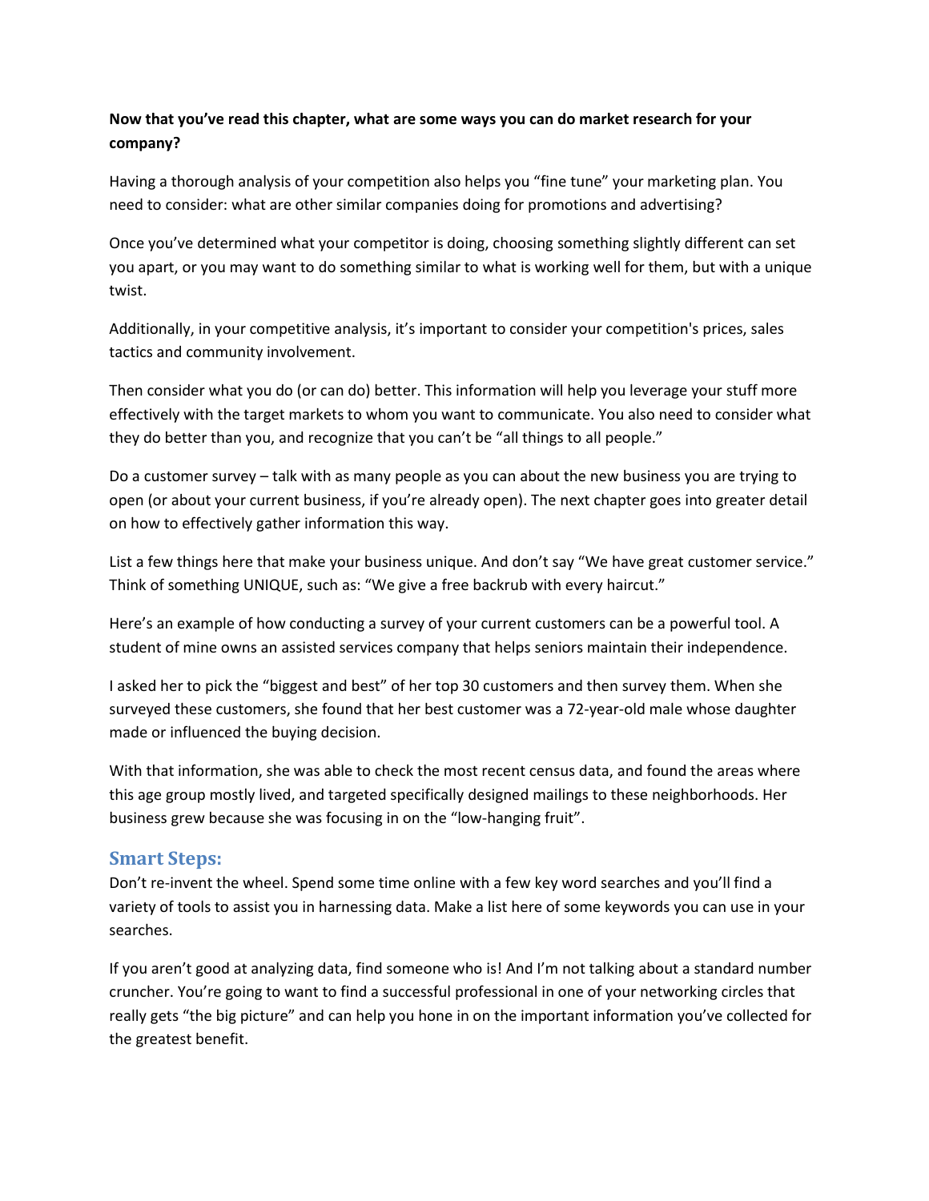**Now that you've read this chapter, what are some ways you can do market research for your company?**

Having a thorough analysis of your competition also helps you "fine tune" your marketing plan. You need to consider: what are other similar companies doing for promotions and advertising?

Once you've determined what your competitor is doing, choosing something slightly different can set you apart, or you may want to do something similar to what is working well for them, but with a unique twist.

Additionally, in your competitive analysis, it's important to consider your competition's prices, sales tactics and community involvement.

Then consider what you do (or can do) better. This information will help you leverage your stuff more effectively with the target markets to whom you want to communicate. You also need to consider what they do better than you, and recognize that you can't be "all things to all people."

Do a customer survey – talk with as many people as you can about the new business you are trying to open (or about your current business, if you're already open). The next chapter goes into greater detail on how to effectively gather information this way.

List a few things here that make your business unique. And don't say "We have great customer service." Think of something UNIQUE, such as: "We give a free backrub with every haircut."

Here's an example of how conducting a survey of your current customers can be a powerful tool. A student of mine owns an assisted services company that helps seniors maintain their independence.

I asked her to pick the "biggest and best" of her top 30 customers and then survey them. When she surveyed these customers, she found that her best customer was a 72-year-old male whose daughter made or influenced the buying decision.

With that information, she was able to check the most recent census data, and found the areas where this age group mostly lived, and targeted specifically designed mailings to these neighborhoods. Her business grew because she was focusing in on the "low-hanging fruit".

## Smart Steps:

Don't re-invent the wheel. Spend some time online with a few key word searches and you'll find a variety of tools to assist you in harnessing data. Make a list here of some keywords you can use in your searches.

If you aren't good at analyzing data, find someone who is! And I'm not talking about a standard number cruncher. You're going to want to find a successful professional in one of your networking circles that really gets "the big picture" and can help you hone in on the important information you've collected for the greatest benefit.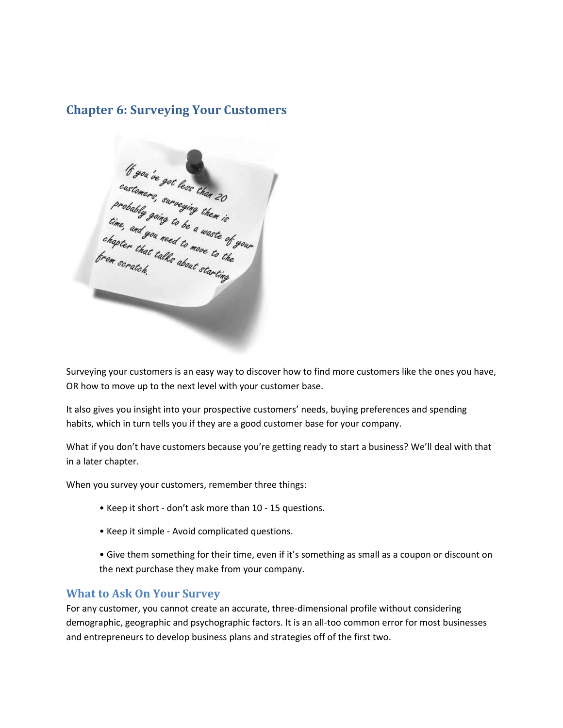## Chapter 6: Surveying Your Customers

> If you've got less than 20 customers, surveying them is probably going to be a waste of your time, and you need to move to the chapter that talks about starting from scratch.

Surveying your customers is an easy way to discover how to find more customers like the ones you have, OR how to move up to the next level with your customer base.

It also gives you insight into your prospective customers' needs, buying preferences and spending habits, which in turn tells you if they are a good customer base for your company.

What if you don't have customers because you're getting ready to start a business? We'll deal with that in a later chapter.

When you survey your customers, remember three things:

- Keep it short - don't ask more than 10 - 15 questions.
- Keep it simple - Avoid complicated questions.
- Give them something for their time, even if it's something as small as a coupon or discount on the next purchase they make from your company.

### What to Ask On Your Survey

For any customer, you cannot create an accurate, three-dimensional profile without considering demographic, geographic and psychographic factors. It is an all-too common error for most businesses and entrepreneurs to develop business plans and strategies off of the first two.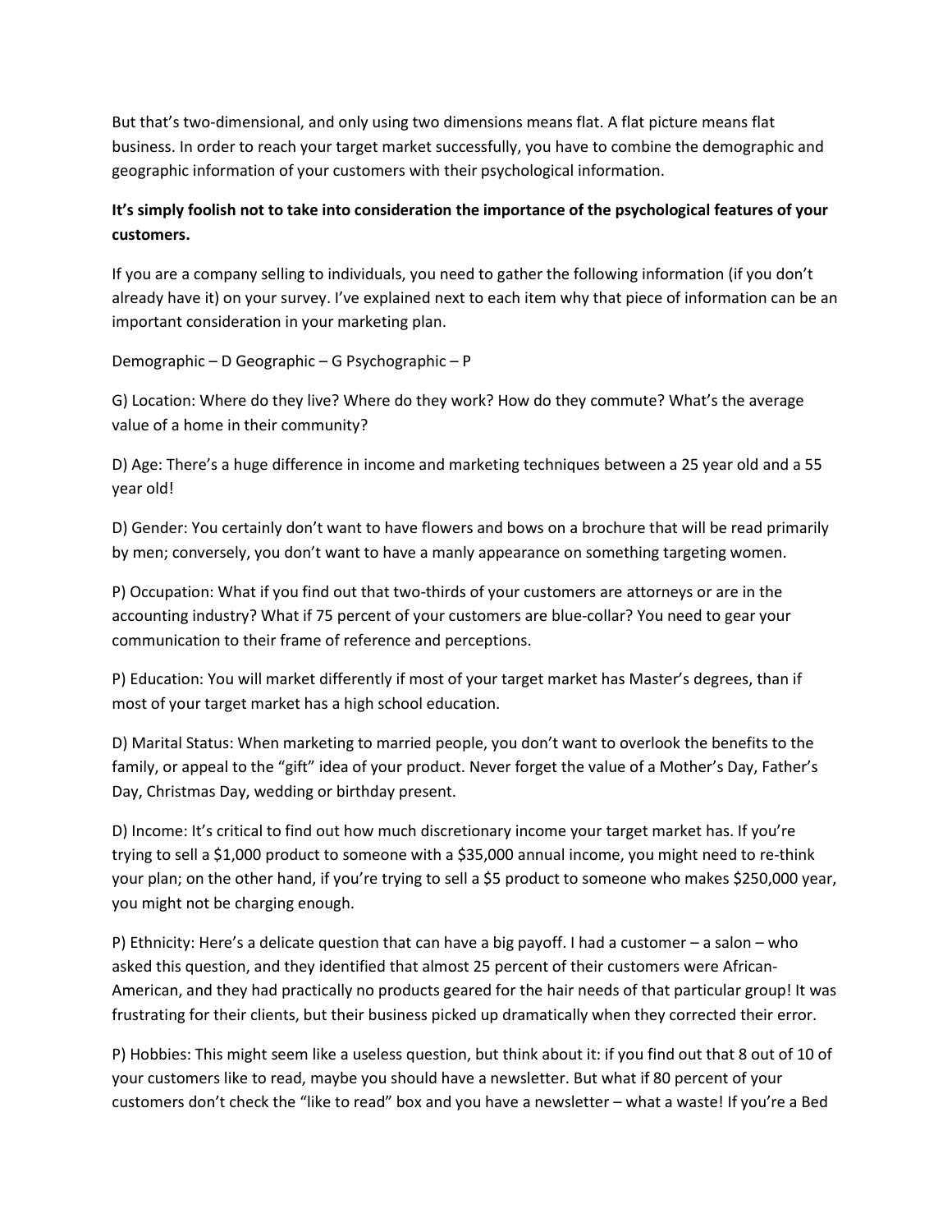But that's two-dimensional, and only using two dimensions means flat. A flat picture means flat business. In order to reach your target market successfully, you have to combine the demographic and geographic information of your customers with their psychological information.

**It's simply foolish not to take into consideration the importance of the psychological features of your customers.**

If you are a company selling to individuals, you need to gather the following information (if you don't already have it) on your survey. I've explained next to each item why that piece of information can be an important consideration in your marketing plan.

Demographic – D Geographic – G Psychographic – P

G) Location: Where do they live? Where do they work? How do they commute? What's the average value of a home in their community?

D) Age: There's a huge difference in income and marketing techniques between a 25 year old and a 55 year old!

D) Gender: You certainly don't want to have flowers and bows on a brochure that will be read primarily by men; conversely, you don't want to have a manly appearance on something targeting women.

P) Occupation: What if you find out that two-thirds of your customers are attorneys or are in the accounting industry? What if 75 percent of your customers are blue-collar? You need to gear your communication to their frame of reference and perceptions.

P) Education: You will market differently if most of your target market has Master's degrees, than if most of your target market has a high school education.

D) Marital Status: When marketing to married people, you don't want to overlook the benefits to the family, or appeal to the "gift" idea of your product. Never forget the value of a Mother's Day, Father's Day, Christmas Day, wedding or birthday present.

D) Income: It's critical to find out how much discretionary income your target market has. If you're trying to sell a $1,000 product to someone with a $35,000 annual income, you might need to re-think your plan; on the other hand, if you're trying to sell a $5 product to someone who makes $250,000 year, you might not be charging enough.

P) Ethnicity: Here's a delicate question that can have a big payoff. I had a customer – a salon – who asked this question, and they identified that almost 25 percent of their customers were African-American, and they had practically no products geared for the hair needs of that particular group! It was frustrating for their clients, but their business picked up dramatically when they corrected their error.

P) Hobbies: This might seem like a useless question, but think about it: if you find out that 8 out of 10 of your customers like to read, maybe you should have a newsletter. But what if 80 percent of your customers don't check the "like to read" box and you have a newsletter – what a waste! If you're a Bed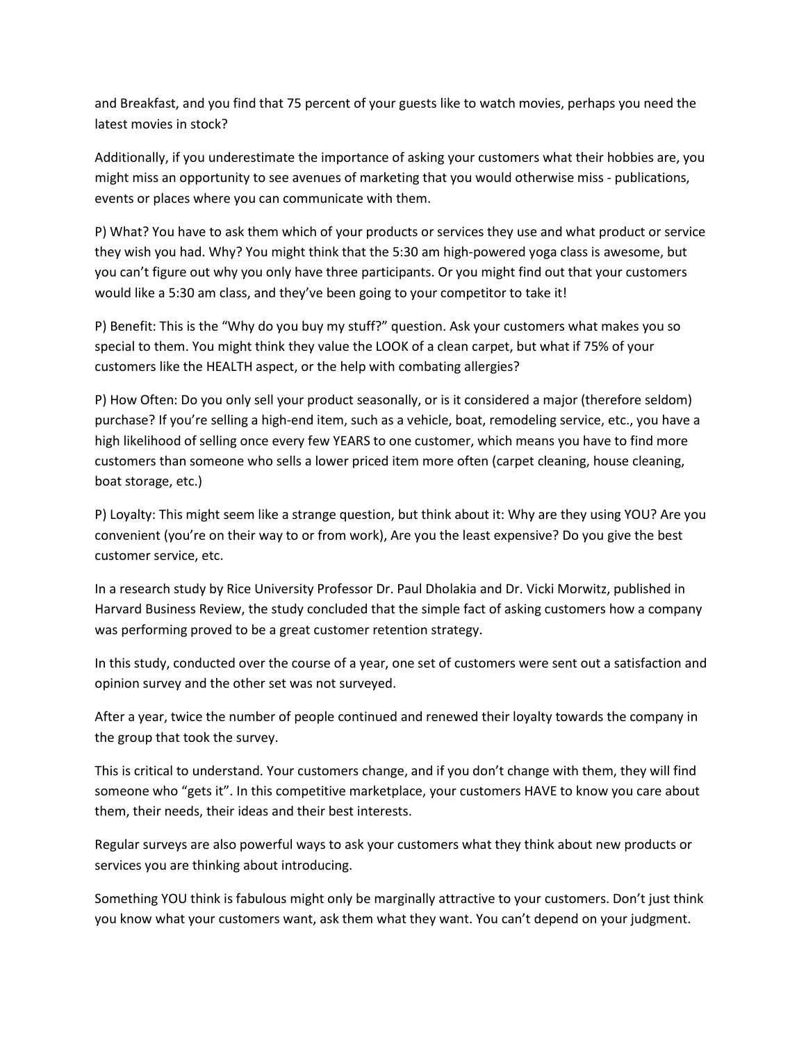and Breakfast, and you find that 75 percent of your guests like to watch movies, perhaps you need the latest movies in stock?

Additionally, if you underestimate the importance of asking your customers what their hobbies are, you might miss an opportunity to see avenues of marketing that you would otherwise miss - publications, events or places where you can communicate with them.

P) What? You have to ask them which of your products or services they use and what product or service they wish you had. Why? You might think that the 5:30 am high-powered yoga class is awesome, but you can't figure out why you only have three participants. Or you might find out that your customers would like a 5:30 am class, and they've been going to your competitor to take it!

P) Benefit: This is the "Why do you buy my stuff?" question. Ask your customers what makes you so special to them. You might think they value the LOOK of a clean carpet, but what if 75% of your customers like the HEALTH aspect, or the help with combating allergies?

P) How Often: Do you only sell your product seasonally, or is it considered a major (therefore seldom) purchase? If you're selling a high-end item, such as a vehicle, boat, remodeling service, etc., you have a high likelihood of selling once every few YEARS to one customer, which means you have to find more customers than someone who sells a lower priced item more often (carpet cleaning, house cleaning, boat storage, etc.)

P) Loyalty: This might seem like a strange question, but think about it: Why are they using YOU? Are you convenient (you're on their way to or from work), Are you the least expensive? Do you give the best customer service, etc.

In a research study by Rice University Professor Dr. Paul Dholakia and Dr. Vicki Morwitz, published in Harvard Business Review, the study concluded that the simple fact of asking customers how a company was performing proved to be a great customer retention strategy.

In this study, conducted over the course of a year, one set of customers were sent out a satisfaction and opinion survey and the other set was not surveyed.

After a year, twice the number of people continued and renewed their loyalty towards the company in the group that took the survey.

This is critical to understand. Your customers change, and if you don't change with them, they will find someone who "gets it". In this competitive marketplace, your customers HAVE to know you care about them, their needs, their ideas and their best interests.

Regular surveys are also powerful ways to ask your customers what they think about new products or services you are thinking about introducing.

Something YOU think is fabulous might only be marginally attractive to your customers. Don't just think you know what your customers want, ask them what they want. You can't depend on your judgment.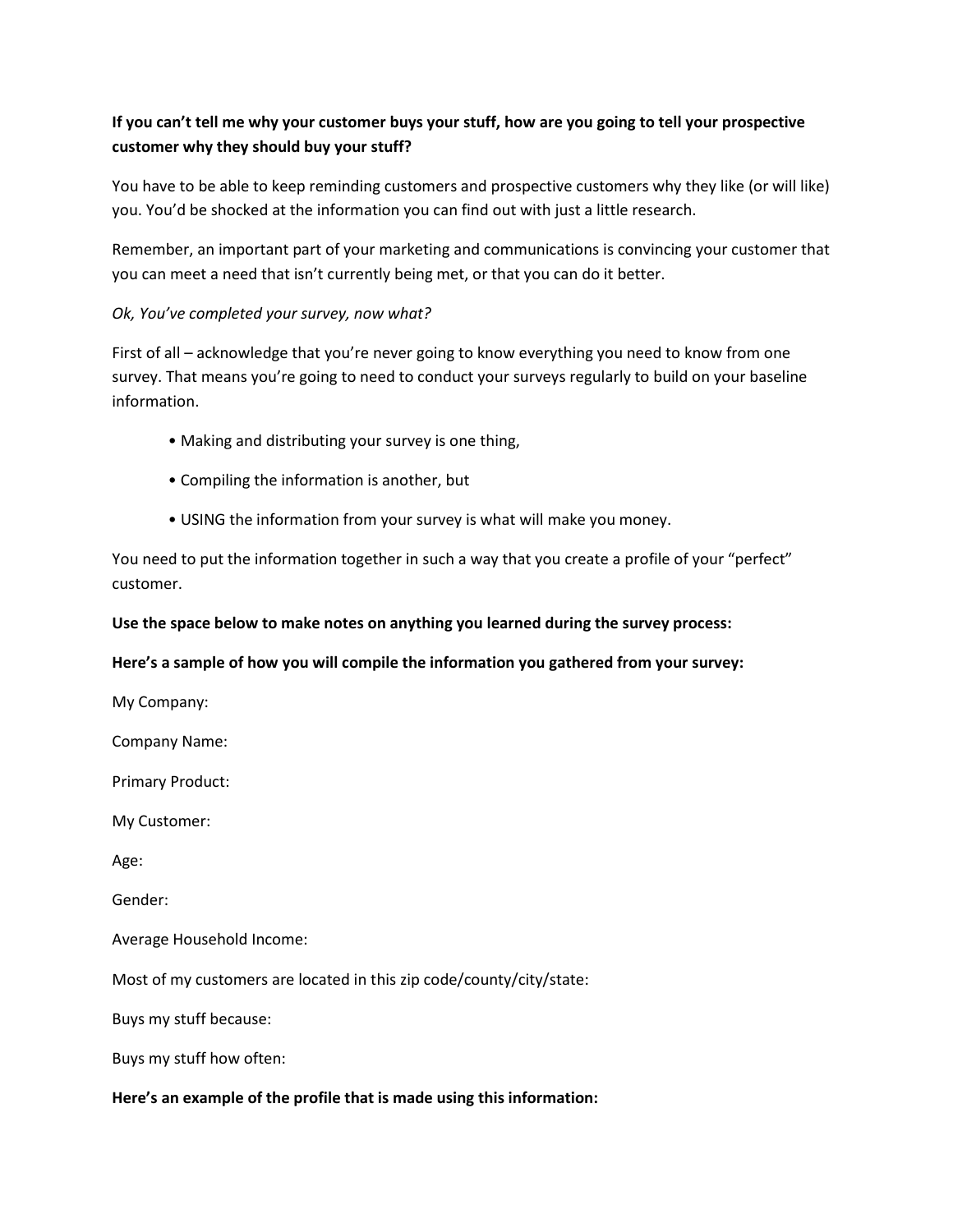**If you can't tell me why your customer buys your stuff, how are you going to tell your prospective customer why they should buy your stuff?**

You have to be able to keep reminding customers and prospective customers why they like (or will like) you. You'd be shocked at the information you can find out with just a little research.

Remember, an important part of your marketing and communications is convincing your customer that you can meet a need that isn't currently being met, or that you can do it better.

*Ok, You've completed your survey, now what?*

First of all – acknowledge that you're never going to know everything you need to know from one survey. That means you're going to need to conduct your surveys regularly to build on your baseline information.

- Making and distributing your survey is one thing,
- Compiling the information is another, but
- USING the information from your survey is what will make you money.

You need to put the information together in such a way that you create a profile of your "perfect" customer.

**Use the space below to make notes on anything you learned during the survey process:**

**Here's a sample of how you will compile the information you gathered from your survey:**

My Company:

Company Name:

Primary Product:

My Customer:

Age:

Gender:

Average Household Income:

Most of my customers are located in this zip code/county/city/state:

Buys my stuff because:

Buys my stuff how often:

**Here's an example of the profile that is made using this information:**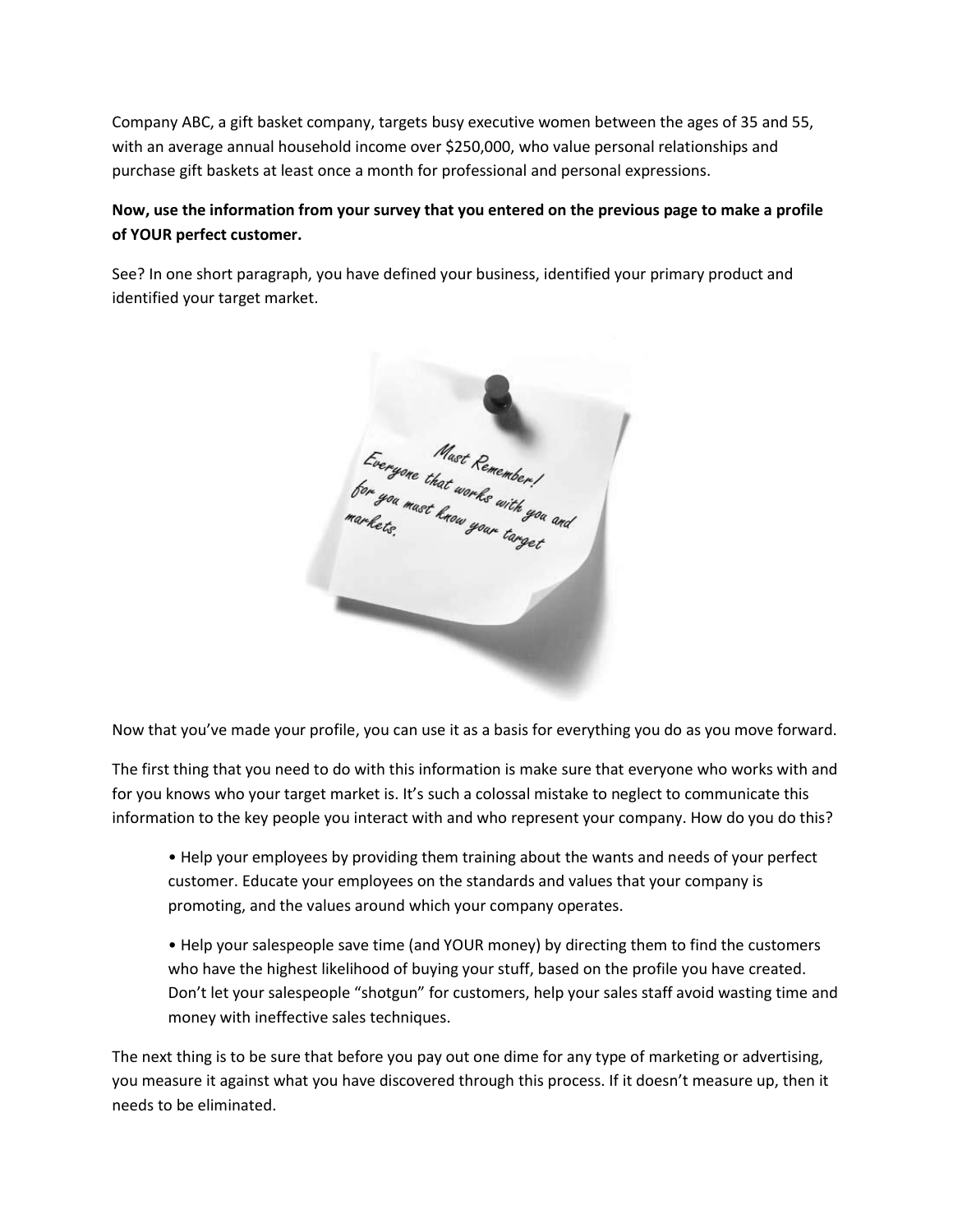Company ABC, a gift basket company, targets busy executive women between the ages of 35 and 55, with an average annual household income over $250,000, who value personal relationships and purchase gift baskets at least once a month for professional and personal expressions.

**Now, use the information from your survey that you entered on the previous page to make a profile of YOUR perfect customer.**

See? In one short paragraph, you have defined your business, identified your primary product and identified your target market.

Now that you've made your profile, you can use it as a basis for everything you do as you move forward.

The first thing that you need to do with this information is make sure that everyone who works with and for you knows who your target market is. It's such a colossal mistake to neglect to communicate this information to the key people you interact with and who represent your company. How do you do this?

- Help your employees by providing them training about the wants and needs of your perfect customer. Educate your employees on the standards and values that your company is promoting, and the values around which your company operates.

- Help your salespeople save time (and YOUR money) by directing them to find the customers who have the highest likelihood of buying your stuff, based on the profile you have created. Don't let your salespeople "shotgun" for customers, help your sales staff avoid wasting time and money with ineffective sales techniques.

The next thing is to be sure that before you pay out one dime for any type of marketing or advertising, you measure it against what you have discovered through this process. If it doesn't measure up, then it needs to be eliminated.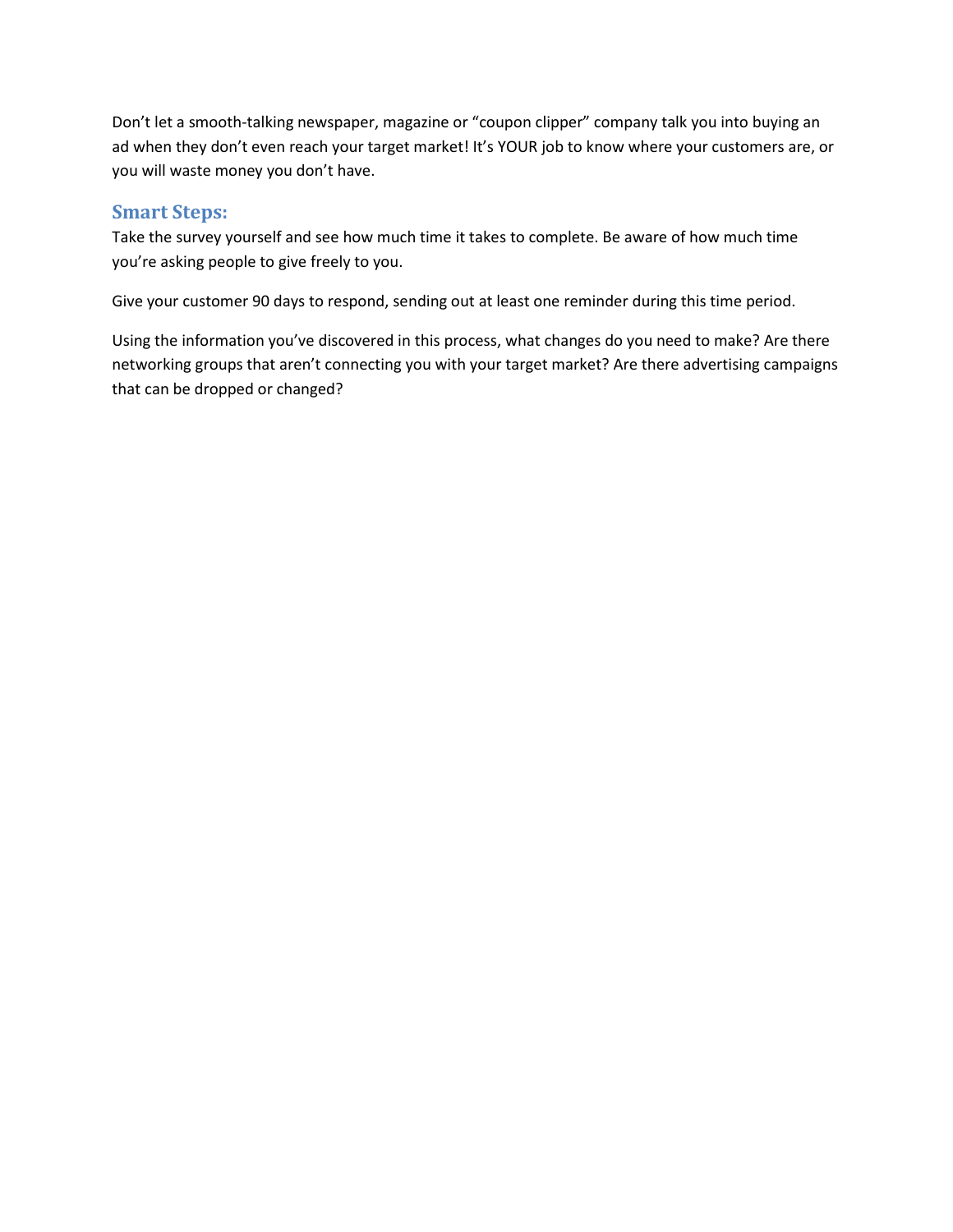Don't let a smooth-talking newspaper, magazine or "coupon clipper" company talk you into buying an ad when they don't even reach your target market! It's YOUR job to know where your customers are, or you will waste money you don't have.

### Smart Steps:

Take the survey yourself and see how much time it takes to complete. Be aware of how much time you're asking people to give freely to you.

Give your customer 90 days to respond, sending out at least one reminder during this time period.

Using the information you've discovered in this process, what changes do you need to make? Are there networking groups that aren't connecting you with your target market? Are there advertising campaigns that can be dropped or changed?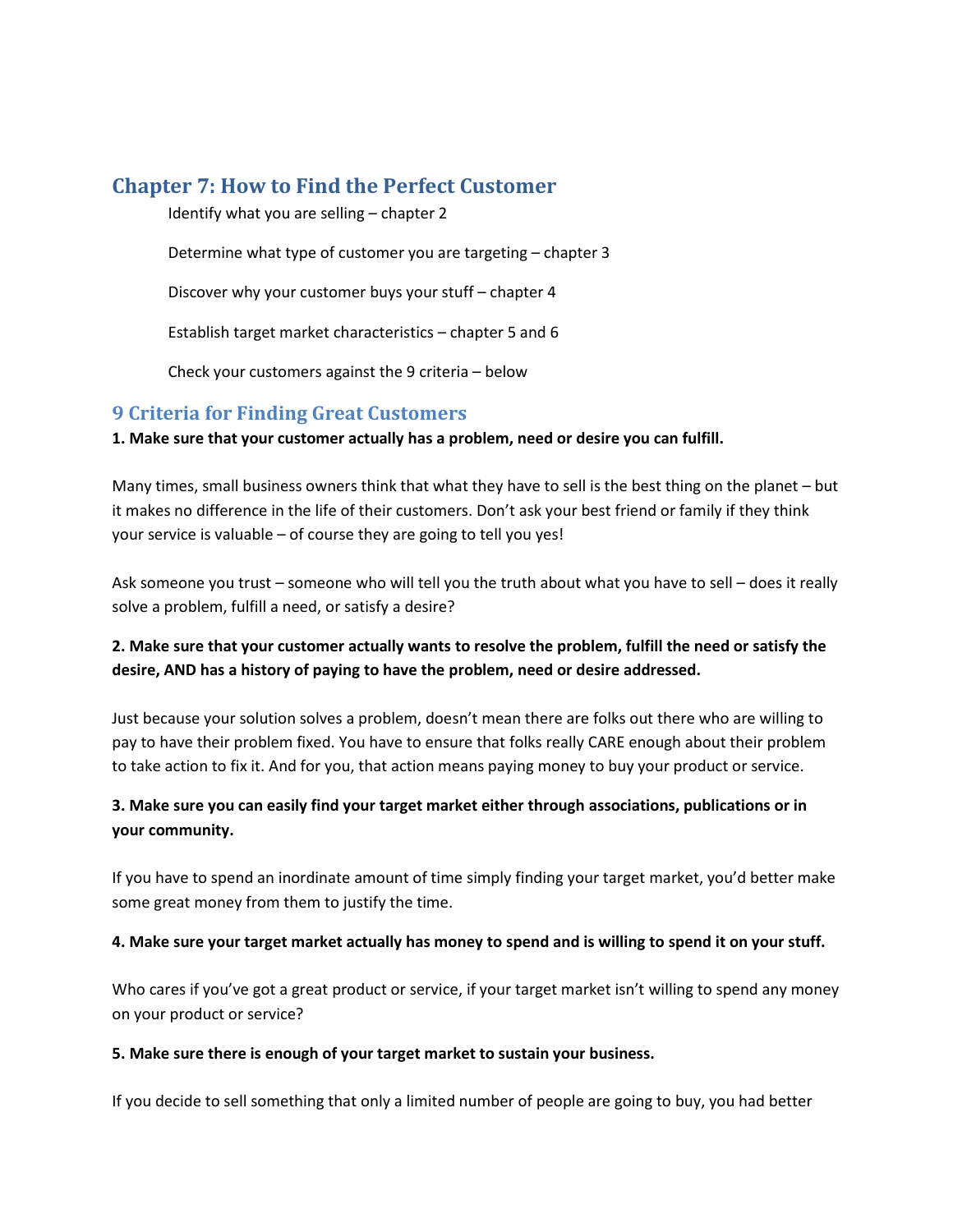## Chapter 7: How to Find the Perfect Customer

Identify what you are selling – chapter 2

Determine what type of customer you are targeting – chapter 3

Discover why your customer buys your stuff – chapter 4

Establish target market characteristics – chapter 5 and 6

Check your customers against the 9 criteria – below

### 9 Criteria for Finding Great Customers

**1. Make sure that your customer actually has a problem, need or desire you can fulfill.**

Many times, small business owners think that what they have to sell is the best thing on the planet – but it makes no difference in the life of their customers. Don't ask your best friend or family if they think your service is valuable – of course they are going to tell you yes!

Ask someone you trust – someone who will tell you the truth about what you have to sell – does it really solve a problem, fulfill a need, or satisfy a desire?

**2. Make sure that your customer actually wants to resolve the problem, fulfill the need or satisfy the desire, AND has a history of paying to have the problem, need or desire addressed.**

Just because your solution solves a problem, doesn't mean there are folks out there who are willing to pay to have their problem fixed. You have to ensure that folks really CARE enough about their problem to take action to fix it. And for you, that action means paying money to buy your product or service.

**3. Make sure you can easily find your target market either through associations, publications or in your community.**

If you have to spend an inordinate amount of time simply finding your target market, you'd better make some great money from them to justify the time.

**4. Make sure your target market actually has money to spend and is willing to spend it on your stuff.**

Who cares if you've got a great product or service, if your target market isn't willing to spend any money on your product or service?

**5. Make sure there is enough of your target market to sustain your business.**

If you decide to sell something that only a limited number of people are going to buy, you had better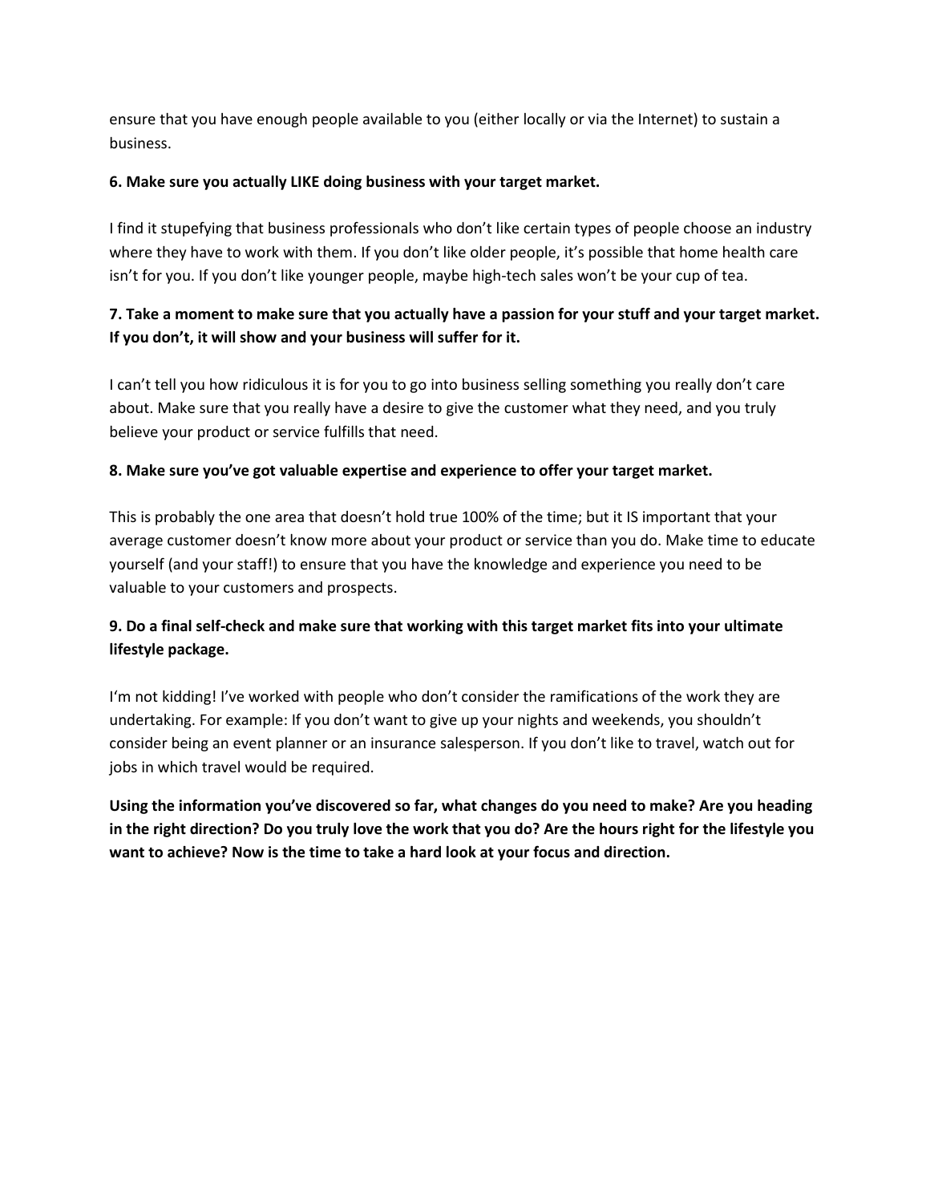ensure that you have enough people available to you (either locally or via the Internet) to sustain a business.

**6. Make sure you actually LIKE doing business with your target market.**

I find it stupefying that business professionals who don't like certain types of people choose an industry where they have to work with them. If you don't like older people, it's possible that home health care isn't for you. If you don't like younger people, maybe high-tech sales won't be your cup of tea.

**7. Take a moment to make sure that you actually have a passion for your stuff and your target market. If you don't, it will show and your business will suffer for it.**

I can't tell you how ridiculous it is for you to go into business selling something you really don't care about. Make sure that you really have a desire to give the customer what they need, and you truly believe your product or service fulfills that need.

**8. Make sure you've got valuable expertise and experience to offer your target market.**

This is probably the one area that doesn't hold true 100% of the time; but it IS important that your average customer doesn't know more about your product or service than you do. Make time to educate yourself (and your staff!) to ensure that you have the knowledge and experience you need to be valuable to your customers and prospects.

**9. Do a final self-check and make sure that working with this target market fits into your ultimate lifestyle package.**

I'm not kidding! I've worked with people who don't consider the ramifications of the work they are undertaking. For example: If you don't want to give up your nights and weekends, you shouldn't consider being an event planner or an insurance salesperson. If you don't like to travel, watch out for jobs in which travel would be required.

**Using the information you've discovered so far, what changes do you need to make? Are you heading in the right direction? Do you truly love the work that you do? Are the hours right for the lifestyle you want to achieve? Now is the time to take a hard look at your focus and direction.**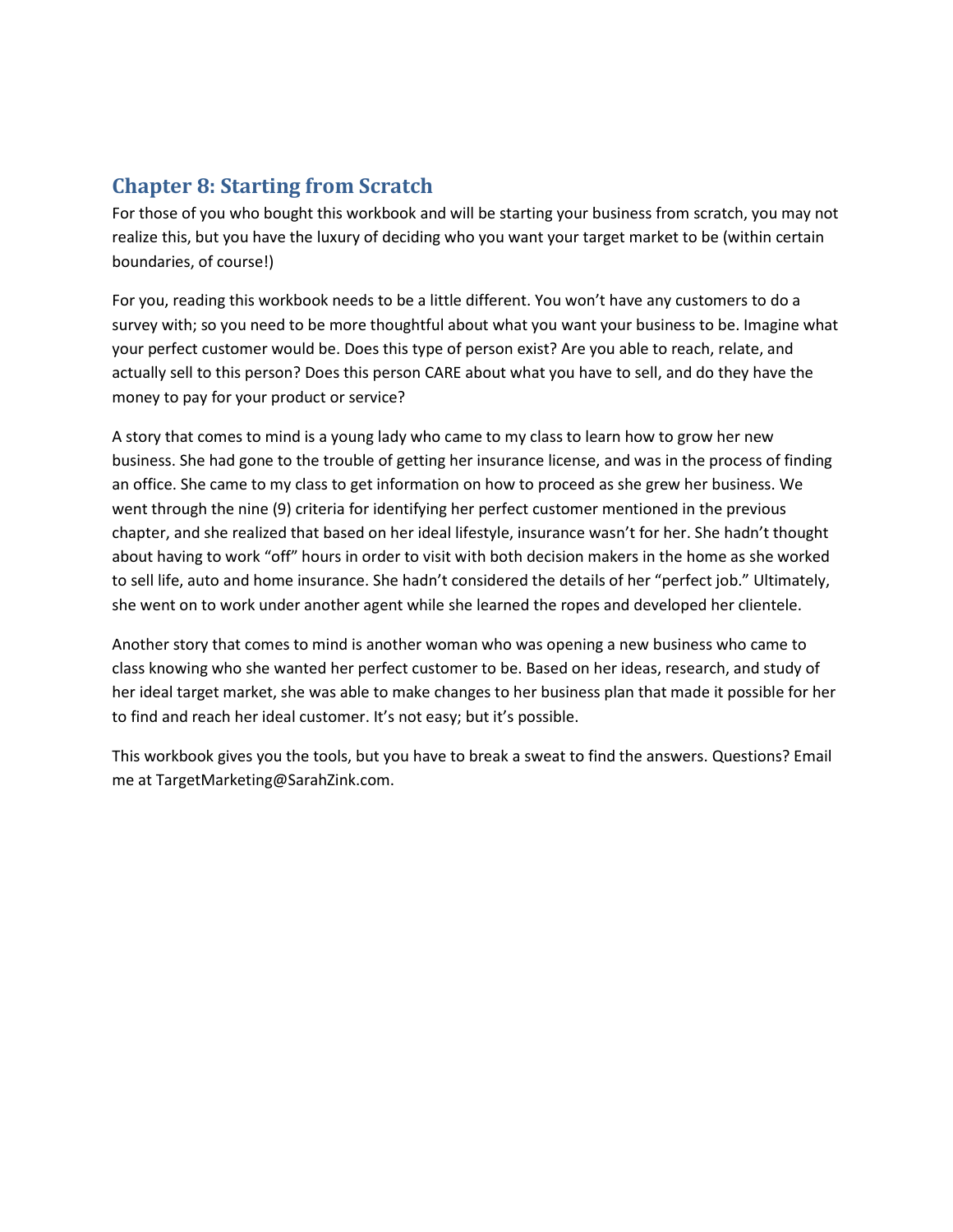## Chapter 8: Starting from Scratch

For those of you who bought this workbook and will be starting your business from scratch, you may not realize this, but you have the luxury of deciding who you want your target market to be (within certain boundaries, of course!)

For you, reading this workbook needs to be a little different. You won't have any customers to do a survey with; so you need to be more thoughtful about what you want your business to be. Imagine what your perfect customer would be. Does this type of person exist? Are you able to reach, relate, and actually sell to this person? Does this person CARE about what you have to sell, and do they have the money to pay for your product or service?

A story that comes to mind is a young lady who came to my class to learn how to grow her new business. She had gone to the trouble of getting her insurance license, and was in the process of finding an office. She came to my class to get information on how to proceed as she grew her business. We went through the nine (9) criteria for identifying her perfect customer mentioned in the previous chapter, and she realized that based on her ideal lifestyle, insurance wasn't for her. She hadn't thought about having to work "off" hours in order to visit with both decision makers in the home as she worked to sell life, auto and home insurance. She hadn't considered the details of her "perfect job." Ultimately, she went on to work under another agent while she learned the ropes and developed her clientele.

Another story that comes to mind is another woman who was opening a new business who came to class knowing who she wanted her perfect customer to be. Based on her ideas, research, and study of her ideal target market, she was able to make changes to her business plan that made it possible for her to find and reach her ideal customer. It's not easy; but it's possible.

This workbook gives you the tools, but you have to break a sweat to find the answers. Questions? Email me at TargetMarketing@SarahZink.com.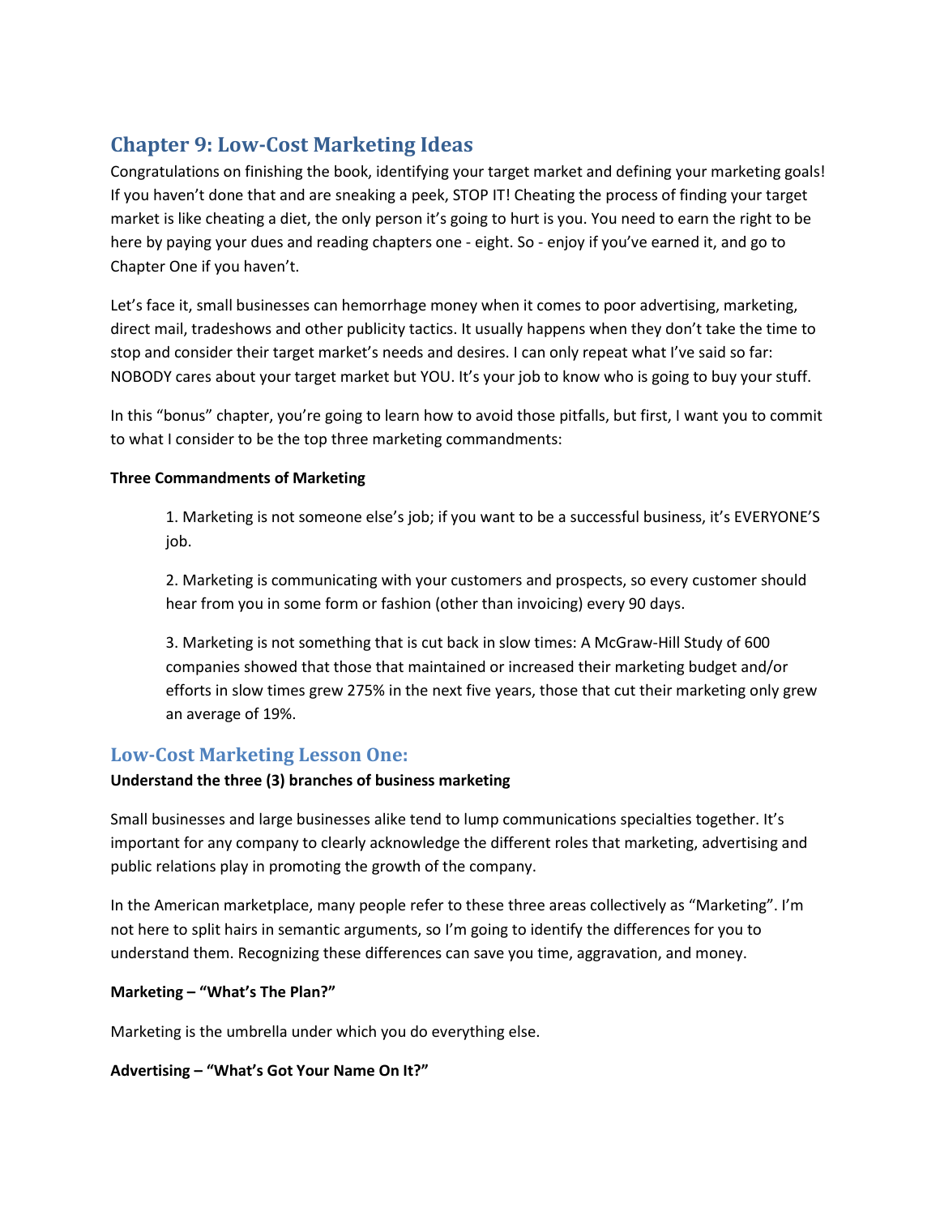# Chapter 9: Low-Cost Marketing Ideas

Congratulations on finishing the book, identifying your target market and defining your marketing goals! If you haven't done that and are sneaking a peek, STOP IT! Cheating the process of finding your target market is like cheating a diet, the only person it's going to hurt is you. You need to earn the right to be here by paying your dues and reading chapters one - eight. So - enjoy if you've earned it, and go to Chapter One if you haven't.

Let's face it, small businesses can hemorrhage money when it comes to poor advertising, marketing, direct mail, tradeshows and other publicity tactics. It usually happens when they don't take the time to stop and consider their target market's needs and desires. I can only repeat what I've said so far: NOBODY cares about your target market but YOU. It's your job to know who is going to buy your stuff.

In this "bonus" chapter, you're going to learn how to avoid those pitfalls, but first, I want you to commit to what I consider to be the top three marketing commandments:

**Three Commandments of Marketing**

> 1. Marketing is not someone else's job; if you want to be a successful business, it's EVERYONE'S job.
>
> 2. Marketing is communicating with your customers and prospects, so every customer should hear from you in some form or fashion (other than invoicing) every 90 days.
>
> 3. Marketing is not something that is cut back in slow times: A McGraw-Hill Study of 600 companies showed that those that maintained or increased their marketing budget and/or efforts in slow times grew 275% in the next five years, those that cut their marketing only grew an average of 19%.

## Low-Cost Marketing Lesson One:

**Understand the three (3) branches of business marketing**

Small businesses and large businesses alike tend to lump communications specialties together. It's important for any company to clearly acknowledge the different roles that marketing, advertising and public relations play in promoting the growth of the company.

In the American marketplace, many people refer to these three areas collectively as "Marketing". I'm not here to split hairs in semantic arguments, so I'm going to identify the differences for you to understand them. Recognizing these differences can save you time, aggravation, and money.

**Marketing – "What's The Plan?"**

Marketing is the umbrella under which you do everything else.

**Advertising – "What's Got Your Name On It?"**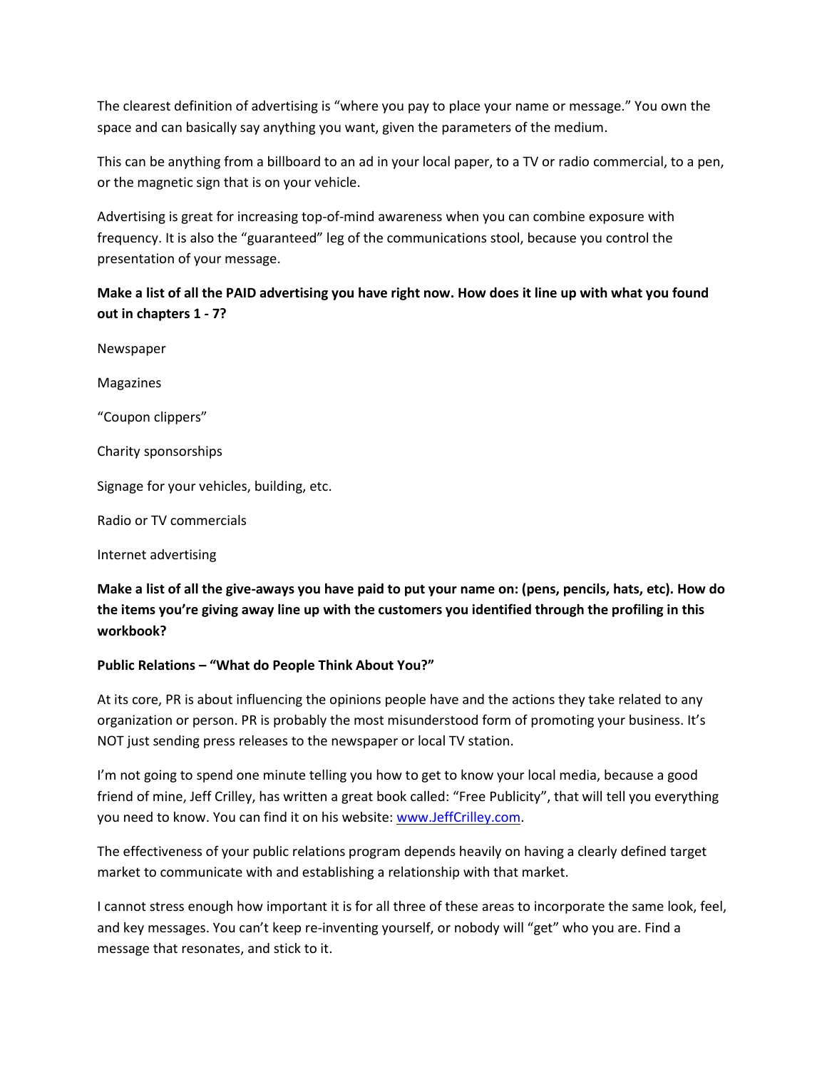The clearest definition of advertising is “where you pay to place your name or message.” You own the space and can basically say anything you want, given the parameters of the medium.

This can be anything from a billboard to an ad in your local paper, to a TV or radio commercial, to a pen, or the magnetic sign that is on your vehicle.

Advertising is great for increasing top-of-mind awareness when you can combine exposure with frequency. It is also the “guaranteed” leg of the communications stool, because you control the presentation of your message.

**Make a list of all the PAID advertising you have right now. How does it line up with what you found out in chapters 1 - 7?**

Newspaper

Magazines

“Coupon clippers”

Charity sponsorships

Signage for your vehicles, building, etc.

Radio or TV commercials

Internet advertising

**Make a list of all the give-aways you have paid to put your name on: (pens, pencils, hats, etc). How do the items you’re giving away line up with the customers you identified through the profiling in this workbook?**

**Public Relations – “What do People Think About You?”**

At its core, PR is about influencing the opinions people have and the actions they take related to any organization or person. PR is probably the most misunderstood form of promoting your business. It’s NOT just sending press releases to the newspaper or local TV station.

I’m not going to spend one minute telling you how to get to know your local media, because a good friend of mine, Jeff Crilley, has written a great book called: “Free Publicity”, that will tell you everything you need to know. You can find it on his website: [www.JeffCrilley.com](http://www.JeffCrilley.com).

The effectiveness of your public relations program depends heavily on having a clearly defined target market to communicate with and establishing a relationship with that market.

I cannot stress enough how important it is for all three of these areas to incorporate the same look, feel, and key messages. You can’t keep re-inventing yourself, or nobody will “get” who you are. Find a message that resonates, and stick to it.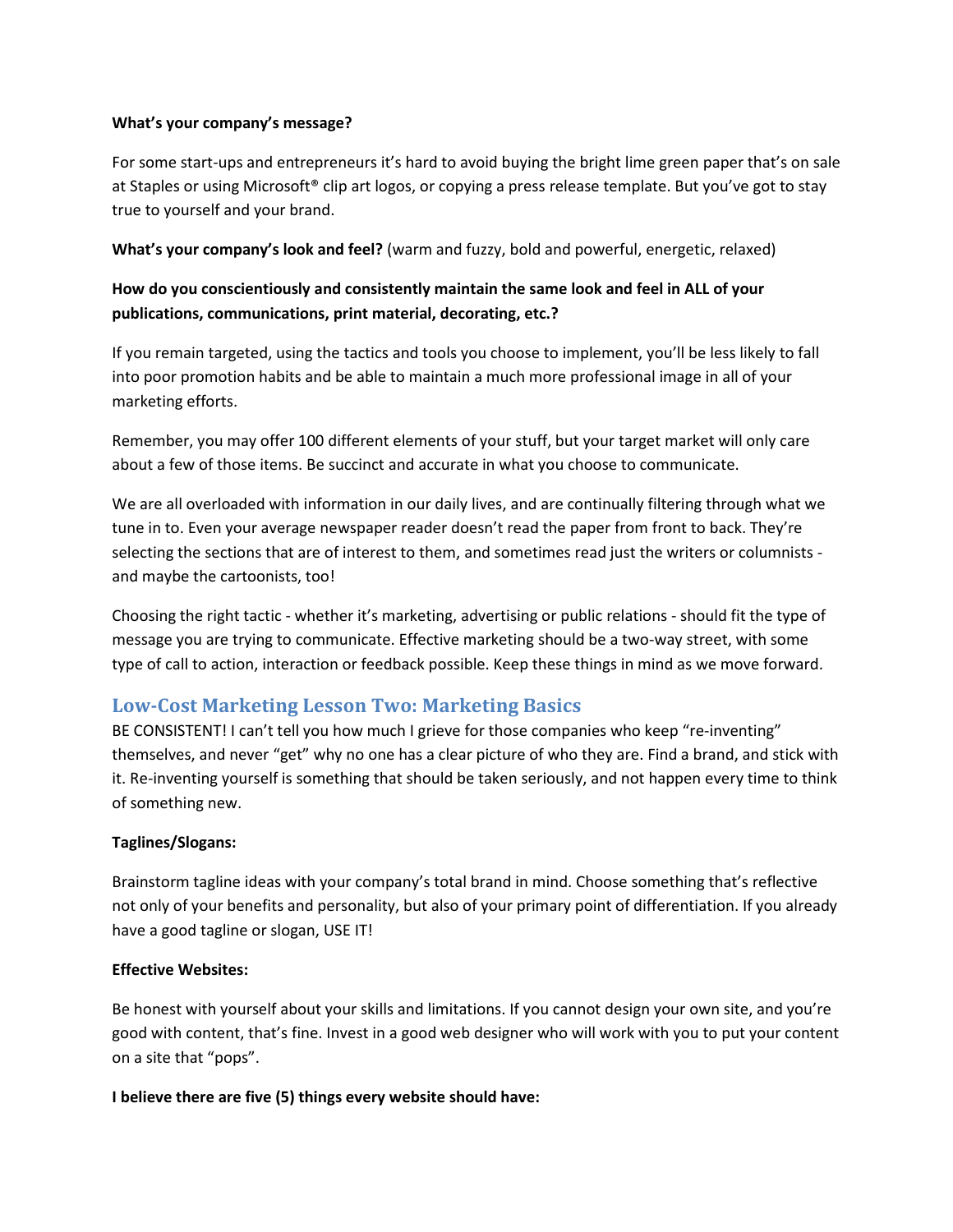**What's your company's message?**

For some start-ups and entrepreneurs it's hard to avoid buying the bright lime green paper that's on sale at Staples or using Microsoft® clip art logos, or copying a press release template. But you've got to stay true to yourself and your brand.

**What's your company's look and feel?** (warm and fuzzy, bold and powerful, energetic, relaxed)

**How do you conscientiously and consistently maintain the same look and feel in ALL of your publications, communications, print material, decorating, etc.?**

If you remain targeted, using the tactics and tools you choose to implement, you'll be less likely to fall into poor promotion habits and be able to maintain a much more professional image in all of your marketing efforts.

Remember, you may offer 100 different elements of your stuff, but your target market will only care about a few of those items. Be succinct and accurate in what you choose to communicate.

We are all overloaded with information in our daily lives, and are continually filtering through what we tune in to. Even your average newspaper reader doesn't read the paper from front to back. They're selecting the sections that are of interest to them, and sometimes read just the writers or columnists - and maybe the cartoonists, too!

Choosing the right tactic - whether it's marketing, advertising or public relations - should fit the type of message you are trying to communicate. Effective marketing should be a two-way street, with some type of call to action, interaction or feedback possible. Keep these things in mind as we move forward.

## Low-Cost Marketing Lesson Two: Marketing Basics

BE CONSISTENT! I can't tell you how much I grieve for those companies who keep "re-inventing" themselves, and never "get" why no one has a clear picture of who they are. Find a brand, and stick with it. Re-inventing yourself is something that should be taken seriously, and not happen every time to think of something new.

**Taglines/Slogans:**

Brainstorm tagline ideas with your company's total brand in mind. Choose something that's reflective not only of your benefits and personality, but also of your primary point of differentiation. If you already have a good tagline or slogan, USE IT!

**Effective Websites:**

Be honest with yourself about your skills and limitations. If you cannot design your own site, and you're good with content, that's fine. Invest in a good web designer who will work with you to put your content on a site that "pops".

**I believe there are five (5) things every website should have:**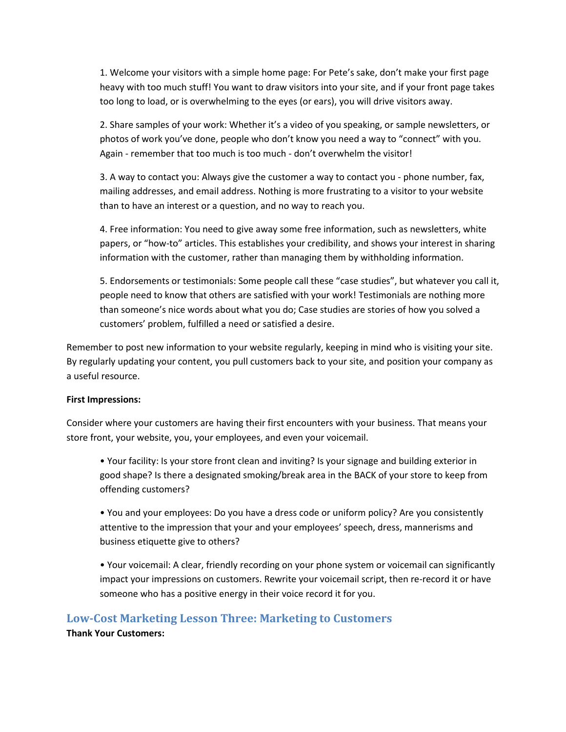1. Welcome your visitors with a simple home page: For Pete's sake, don't make your first page heavy with too much stuff! You want to draw visitors into your site, and if your front page takes too long to load, or is overwhelming to the eyes (or ears), you will drive visitors away.

2. Share samples of your work: Whether it's a video of you speaking, or sample newsletters, or photos of work you've done, people who don't know you need a way to "connect" with you. Again - remember that too much is too much - don't overwhelm the visitor!

3. A way to contact you: Always give the customer a way to contact you - phone number, fax, mailing addresses, and email address. Nothing is more frustrating to a visitor to your website than to have an interest or a question, and no way to reach you.

4. Free information: You need to give away some free information, such as newsletters, white papers, or "how-to" articles. This establishes your credibility, and shows your interest in sharing information with the customer, rather than managing them by withholding information.

5. Endorsements or testimonials: Some people call these "case studies", but whatever you call it, people need to know that others are satisfied with your work! Testimonials are nothing more than someone's nice words about what you do; Case studies are stories of how you solved a customers' problem, fulfilled a need or satisfied a desire.

Remember to post new information to your website regularly, keeping in mind who is visiting your site. By regularly updating your content, you pull customers back to your site, and position your company as a useful resource.

**First Impressions:**

Consider where your customers are having their first encounters with your business. That means your store front, your website, you, your employees, and even your voicemail.

- Your facility: Is your store front clean and inviting? Is your signage and building exterior in good shape? Is there a designated smoking/break area in the BACK of your store to keep from offending customers?

- You and your employees: Do you have a dress code or uniform policy? Are you consistently attentive to the impression that your and your employees' speech, dress, mannerisms and business etiquette give to others?

- Your voicemail: A clear, friendly recording on your phone system or voicemail can significantly impact your impressions on customers. Rewrite your voicemail script, then re-record it or have someone who has a positive energy in their voice record it for you.

## Low-Cost Marketing Lesson Three: Marketing to Customers

**Thank Your Customers:**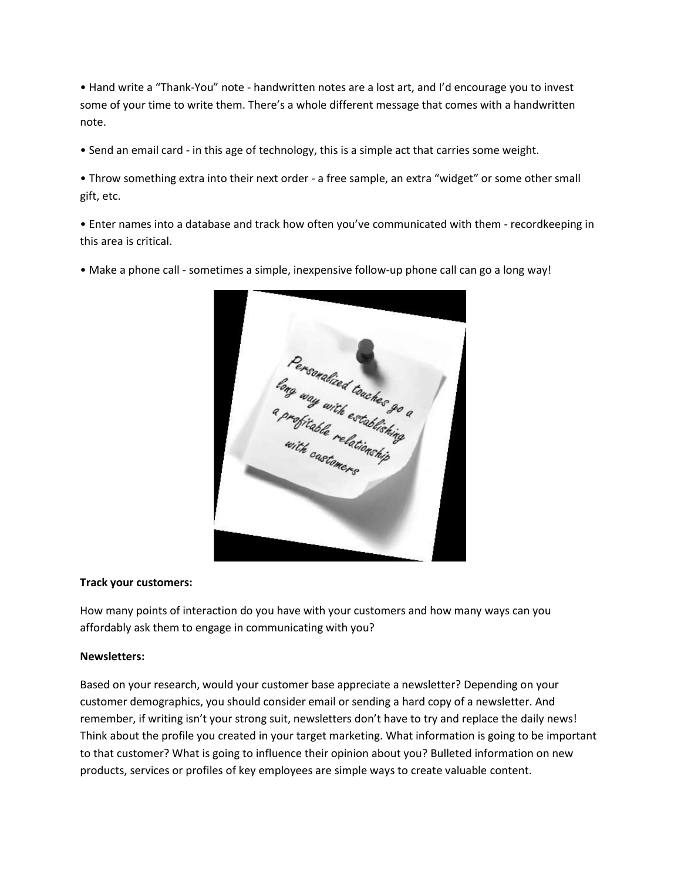- Hand write a "Thank-You" note - handwritten notes are a lost art, and I'd encourage you to invest some of your time to write them. There's a whole different message that comes with a handwritten note.

- Send an email card - in this age of technology, this is a simple act that carries some weight.

- Throw something extra into their next order - a free sample, an extra "widget" or some other small gift, etc.

- Enter names into a database and track how often you've communicated with them - recordkeeping in this area is critical.

- Make a phone call - sometimes a simple, inexpensive follow-up phone call can go a long way!

**Track your customers:**

How many points of interaction do you have with your customers and how many ways can you affordably ask them to engage in communicating with you?

**Newsletters:**

Based on your research, would your customer base appreciate a newsletter? Depending on your customer demographics, you should consider email or sending a hard copy of a newsletter. And remember, if writing isn't your strong suit, newsletters don't have to try and replace the daily news! Think about the profile you created in your target marketing. What information is going to be important to that customer? What is going to influence their opinion about you? Bulleted information on new products, services or profiles of key employees are simple ways to create valuable content.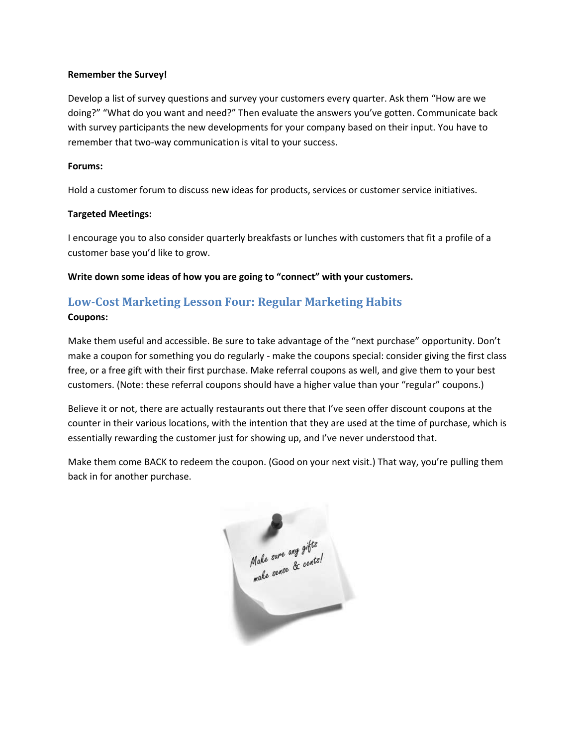**Remember the Survey!**

Develop a list of survey questions and survey your customers every quarter. Ask them "How are we doing?" "What do you want and need?" Then evaluate the answers you've gotten. Communicate back with survey participants the new developments for your company based on their input. You have to remember that two-way communication is vital to your success.

**Forums:**

Hold a customer forum to discuss new ideas for products, services or customer service initiatives.

**Targeted Meetings:**

I encourage you to also consider quarterly breakfasts or lunches with customers that fit a profile of a customer base you'd like to grow.

**Write down some ideas of how you are going to "connect" with your customers.**

## Low-Cost Marketing Lesson Four: Regular Marketing Habits

**Coupons:**

Make them useful and accessible. Be sure to take advantage of the "next purchase" opportunity. Don't make a coupon for something you do regularly - make the coupons special: consider giving the first class free, or a free gift with their first purchase. Make referral coupons as well, and give them to your best customers. (Note: these referral coupons should have a higher value than your "regular" coupons.)

Believe it or not, there are actually restaurants out there that I've seen offer discount coupons at the counter in their various locations, with the intention that they are used at the time of purchase, which is essentially rewarding the customer just for showing up, and I've never understood that.

Make them come BACK to redeem the coupon. (Good on your next visit.) That way, you're pulling them back in for another purchase.

Make sure any gifts make sense & cents!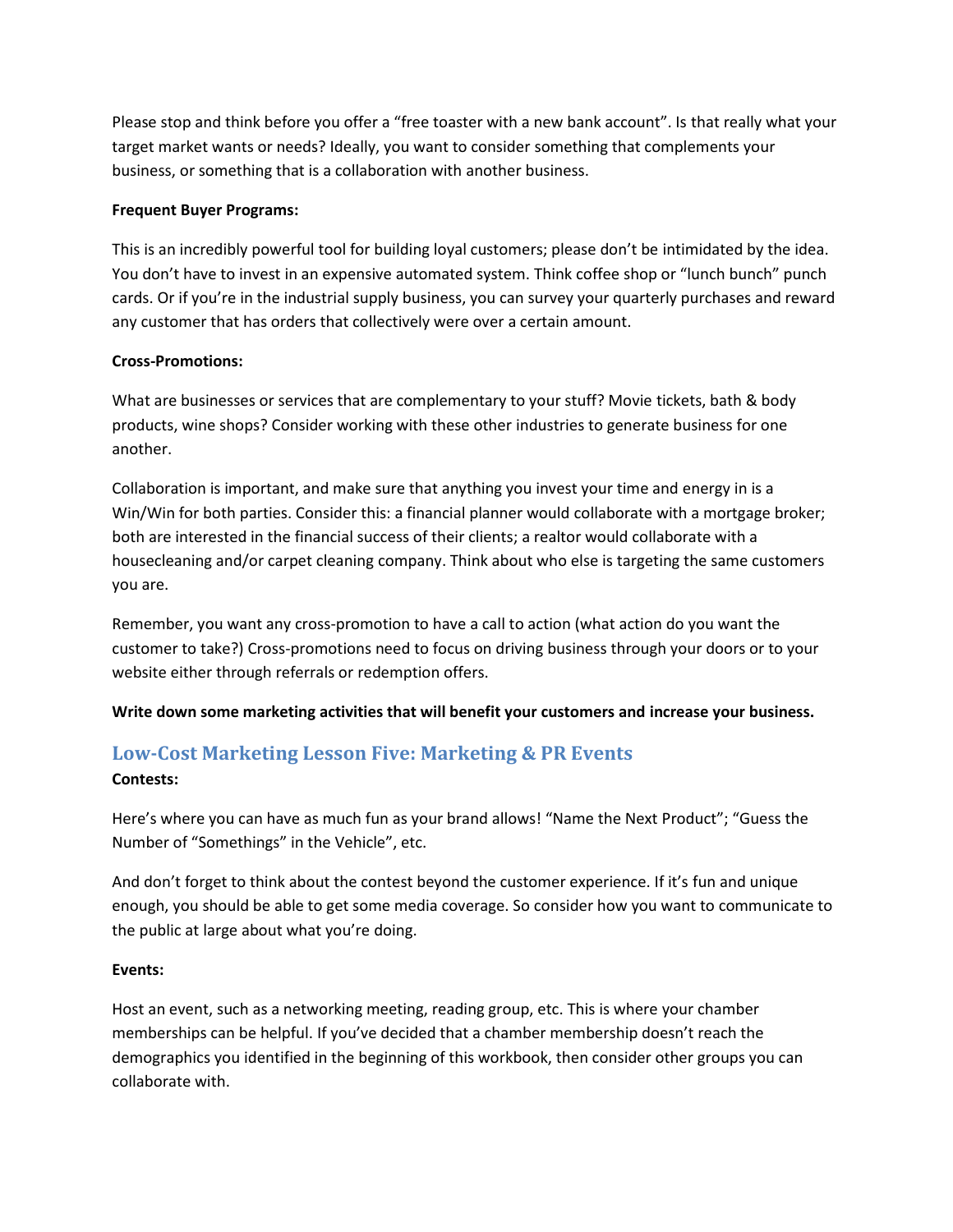Please stop and think before you offer a "free toaster with a new bank account". Is that really what your target market wants or needs? Ideally, you want to consider something that complements your business, or something that is a collaboration with another business.

**Frequent Buyer Programs:**

This is an incredibly powerful tool for building loyal customers; please don't be intimidated by the idea. You don't have to invest in an expensive automated system. Think coffee shop or "lunch bunch" punch cards. Or if you're in the industrial supply business, you can survey your quarterly purchases and reward any customer that has orders that collectively were over a certain amount.

**Cross-Promotions:**

What are businesses or services that are complementary to your stuff? Movie tickets, bath & body products, wine shops? Consider working with these other industries to generate business for one another.

Collaboration is important, and make sure that anything you invest your time and energy in is a Win/Win for both parties. Consider this: a financial planner would collaborate with a mortgage broker; both are interested in the financial success of their clients; a realtor would collaborate with a housecleaning and/or carpet cleaning company. Think about who else is targeting the same customers you are.

Remember, you want any cross-promotion to have a call to action (what action do you want the customer to take?) Cross-promotions need to focus on driving business through your doors or to your website either through referrals or redemption offers.

**Write down some marketing activities that will benefit your customers and increase your business.**

## Low-Cost Marketing Lesson Five: Marketing & PR Events

**Contests:**

Here's where you can have as much fun as your brand allows! "Name the Next Product"; "Guess the Number of "Somethings" in the Vehicle", etc.

And don't forget to think about the contest beyond the customer experience. If it's fun and unique enough, you should be able to get some media coverage. So consider how you want to communicate to the public at large about what you're doing.

**Events:**

Host an event, such as a networking meeting, reading group, etc. This is where your chamber memberships can be helpful. If you've decided that a chamber membership doesn't reach the demographics you identified in the beginning of this workbook, then consider other groups you can collaborate with.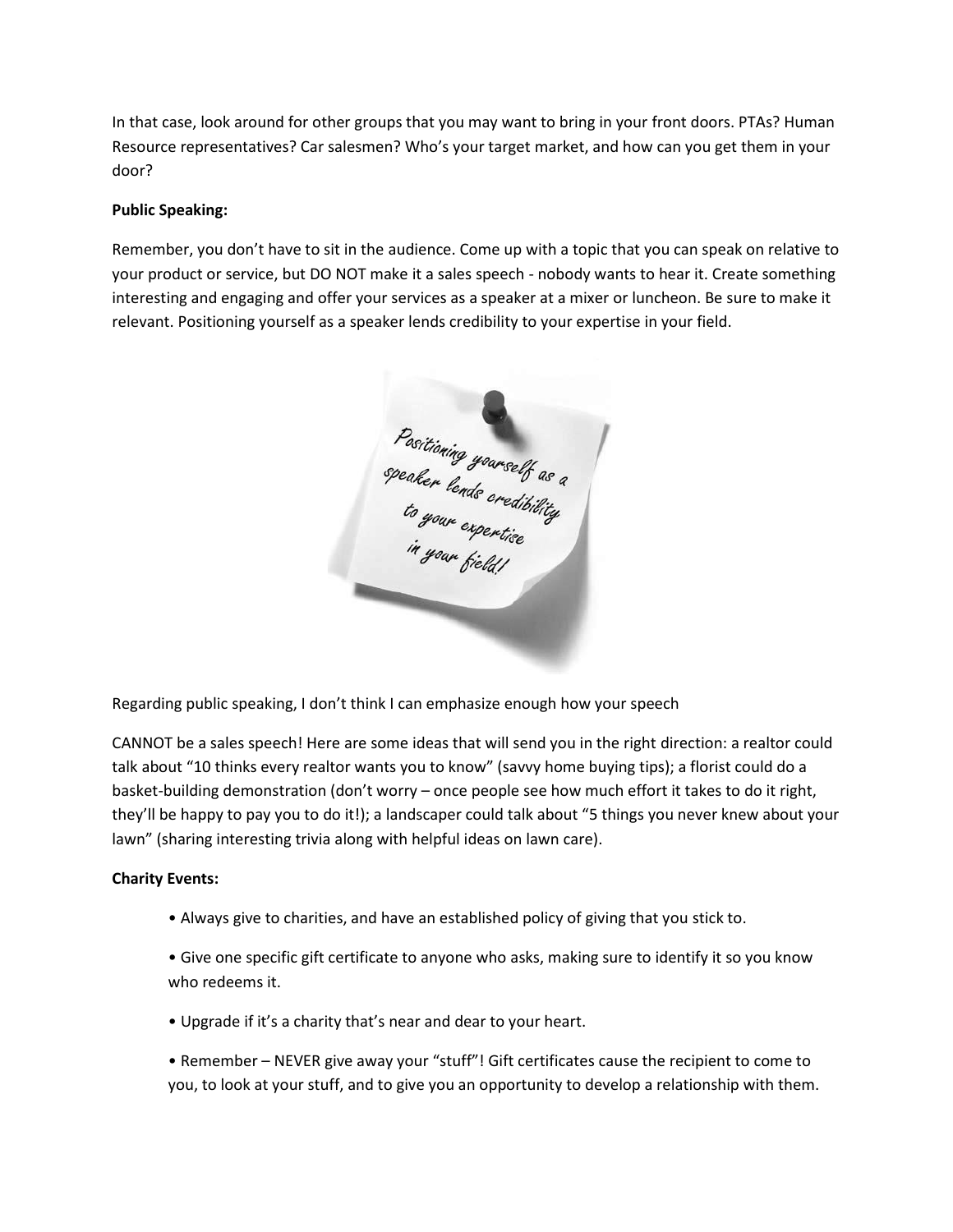In that case, look around for other groups that you may want to bring in your front doors. PTAs? Human Resource representatives? Car salesmen? Who's your target market, and how can you get them in your door?

**Public Speaking:**

Remember, you don't have to sit in the audience. Come up with a topic that you can speak on relative to your product or service, but DO NOT make it a sales speech - nobody wants to hear it. Create something interesting and engaging and offer your services as a speaker at a mixer or luncheon. Be sure to make it relevant. Positioning yourself as a speaker lends credibility to your expertise in your field.

Positioning yourself as a speaker lends credibility to your expertise in your field!

Regarding public speaking, I don't think I can emphasize enough how your speech

CANNOT be a sales speech! Here are some ideas that will send you in the right direction: a realtor could talk about "10 thinks every realtor wants you to know" (savvy home buying tips); a florist could do a basket-building demonstration (don't worry – once people see how much effort it takes to do it right, they'll be happy to pay you to do it!); a landscaper could talk about "5 things you never knew about your lawn" (sharing interesting trivia along with helpful ideas on lawn care).

**Charity Events:**

- Always give to charities, and have an established policy of giving that you stick to.
- Give one specific gift certificate to anyone who asks, making sure to identify it so you know who redeems it.
- Upgrade if it's a charity that's near and dear to your heart.
- Remember – NEVER give away your "stuff"! Gift certificates cause the recipient to come to you, to look at your stuff, and to give you an opportunity to develop a relationship with them.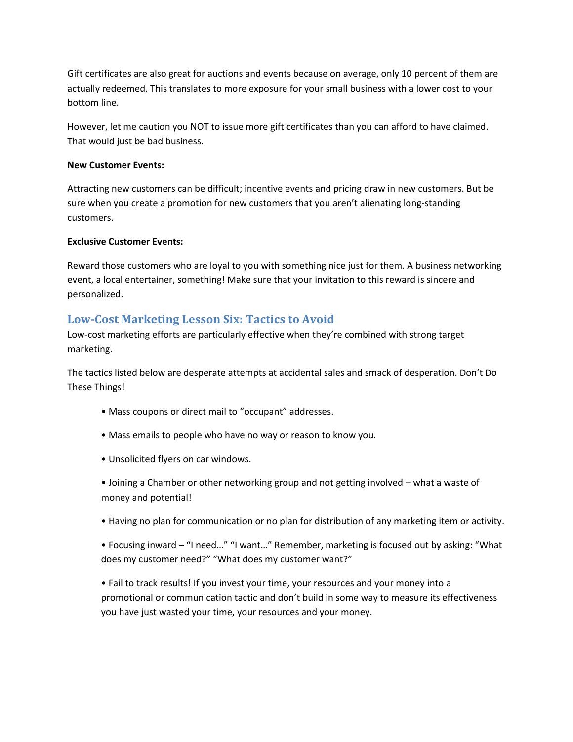Gift certificates are also great for auctions and events because on average, only 10 percent of them are actually redeemed. This translates to more exposure for your small business with a lower cost to your bottom line.

However, let me caution you NOT to issue more gift certificates than you can afford to have claimed. That would just be bad business.

**New Customer Events:**

Attracting new customers can be difficult; incentive events and pricing draw in new customers. But be sure when you create a promotion for new customers that you aren't alienating long-standing customers.

**Exclusive Customer Events:**

Reward those customers who are loyal to you with something nice just for them. A business networking event, a local entertainer, something! Make sure that your invitation to this reward is sincere and personalized.

## Low-Cost Marketing Lesson Six: Tactics to Avoid

Low-cost marketing efforts are particularly effective when they're combined with strong target marketing.

The tactics listed below are desperate attempts at accidental sales and smack of desperation. Don't Do These Things!

- Mass coupons or direct mail to "occupant" addresses.
- Mass emails to people who have no way or reason to know you.
- Unsolicited flyers on car windows.
- Joining a Chamber or other networking group and not getting involved – what a waste of money and potential!
- Having no plan for communication or no plan for distribution of any marketing item or activity.
- Focusing inward – "I need…" "I want…" Remember, marketing is focused out by asking: "What does my customer need?" "What does my customer want?"
- Fail to track results! If you invest your time, your resources and your money into a promotional or communication tactic and don't build in some way to measure its effectiveness you have just wasted your time, your resources and your money.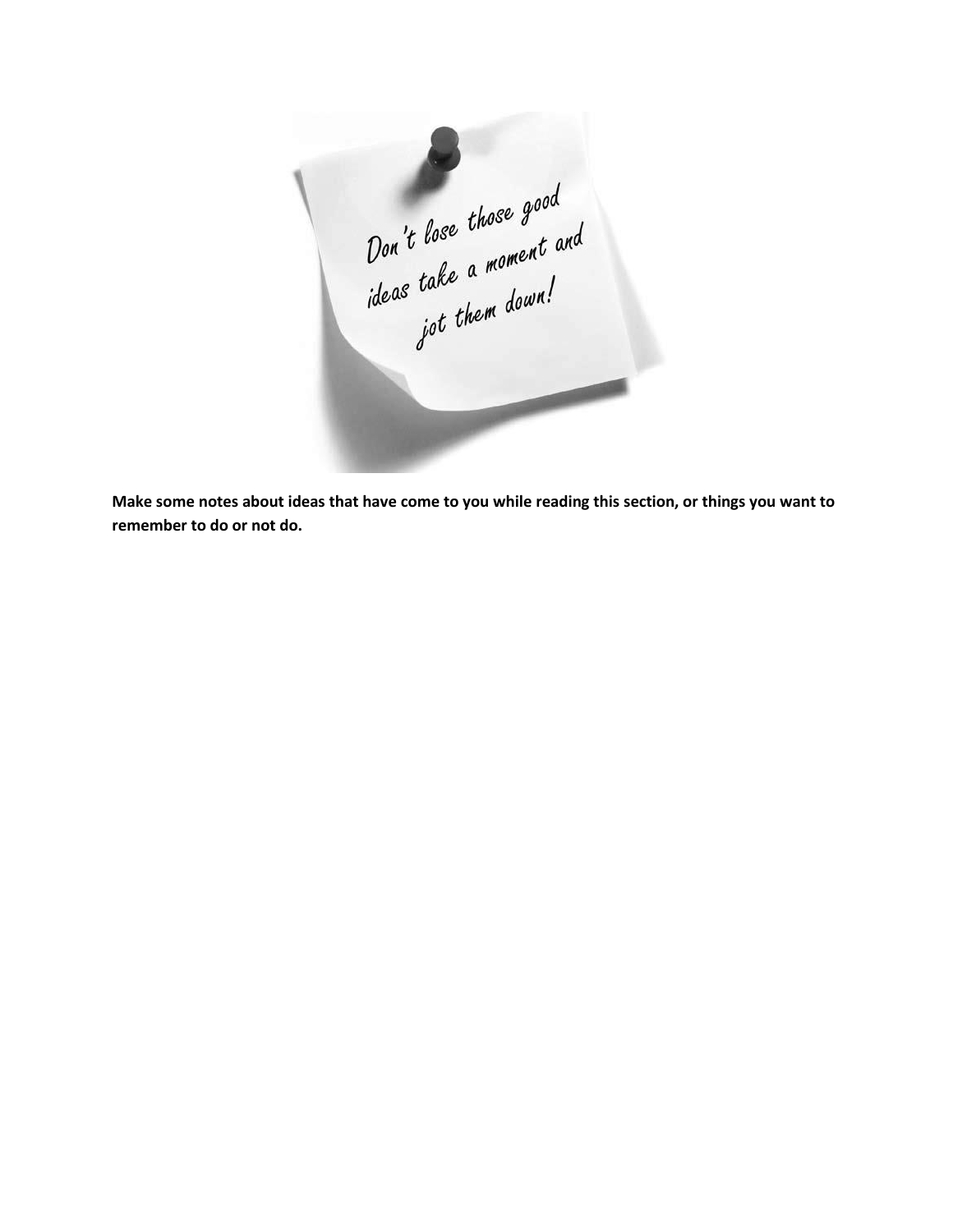Don't lose those good ideas take a moment and jot them down!

**Make some notes about ideas that have come to you while reading this section, or things you want to remember to do or not do.**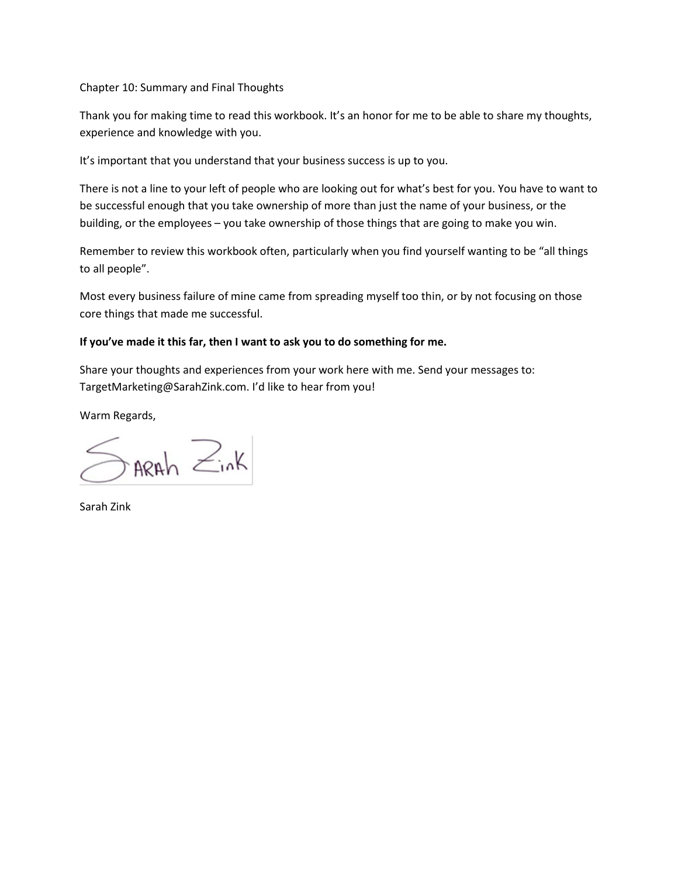# Chapter 10: Summary and Final Thoughts

Thank you for making time to read this workbook. It's an honor for me to be able to share my thoughts, experience and knowledge with you.

It's important that you understand that your business success is up to you.

There is not a line to your left of people who are looking out for what's best for you. You have to want to be successful enough that you take ownership of more than just the name of your business, or the building, or the employees – you take ownership of those things that are going to make you win.

Remember to review this workbook often, particularly when you find yourself wanting to be "all things to all people".

Most every business failure of mine came from spreading myself too thin, or by not focusing on those core things that made me successful.

**If you've made it this far, then I want to ask you to do something for me.**

Share your thoughts and experiences from your work here with me. Send your messages to: TargetMarketing@SarahZink.com. I'd like to hear from you!

Warm Regards,

Sarah Zink

Sarah Zink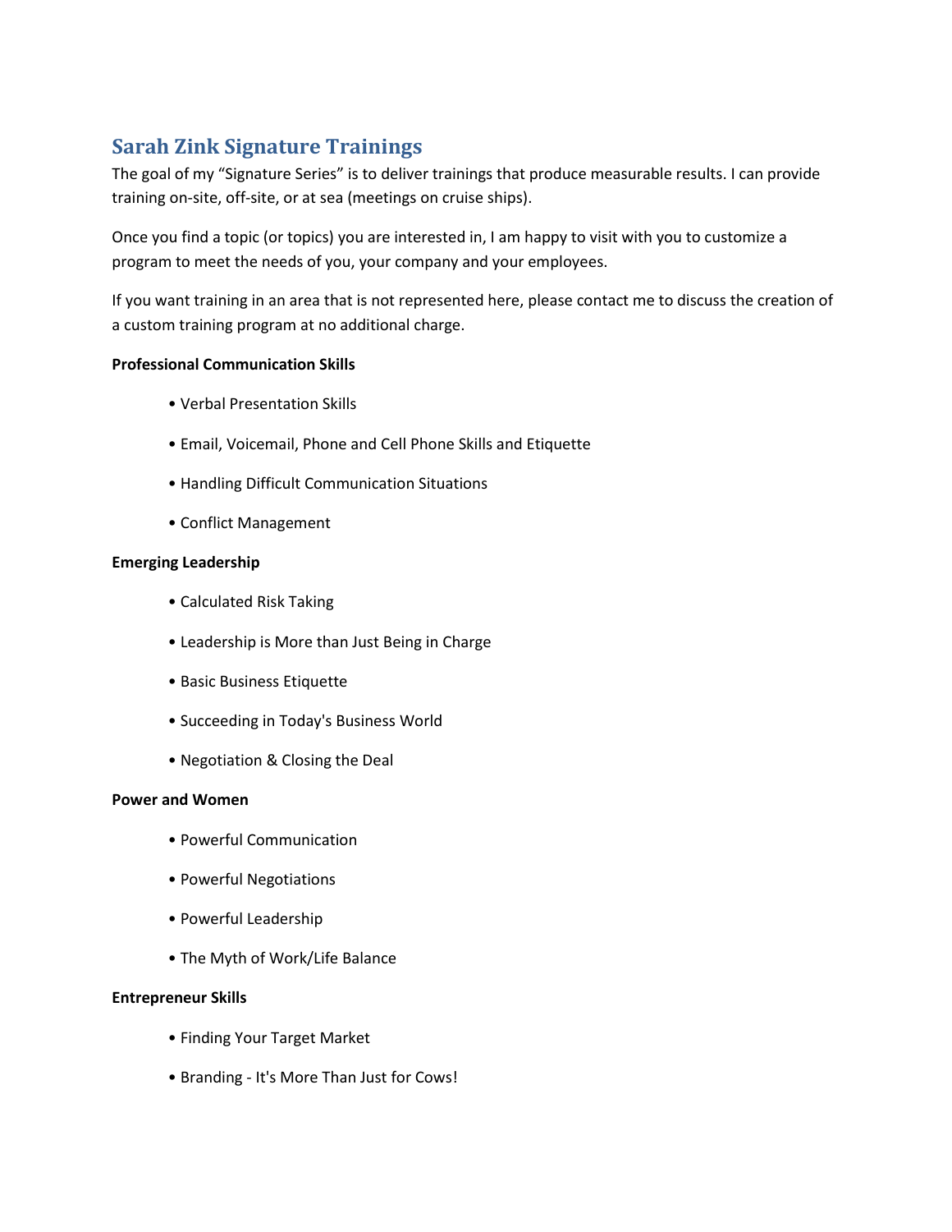## Sarah Zink Signature Trainings

The goal of my "Signature Series" is to deliver trainings that produce measurable results. I can provide training on-site, off-site, or at sea (meetings on cruise ships).

Once you find a topic (or topics) you are interested in, I am happy to visit with you to customize a program to meet the needs of you, your company and your employees.

If you want training in an area that is not represented here, please contact me to discuss the creation of a custom training program at no additional charge.

**Professional Communication Skills**

- Verbal Presentation Skills
- Email, Voicemail, Phone and Cell Phone Skills and Etiquette
- Handling Difficult Communication Situations
- Conflict Management

**Emerging Leadership**

- Calculated Risk Taking
- Leadership is More than Just Being in Charge
- Basic Business Etiquette
- Succeeding in Today's Business World
- Negotiation & Closing the Deal

**Power and Women**

- Powerful Communication
- Powerful Negotiations
- Powerful Leadership
- The Myth of Work/Life Balance

**Entrepreneur Skills**

- Finding Your Target Market
- Branding - It's More Than Just for Cows!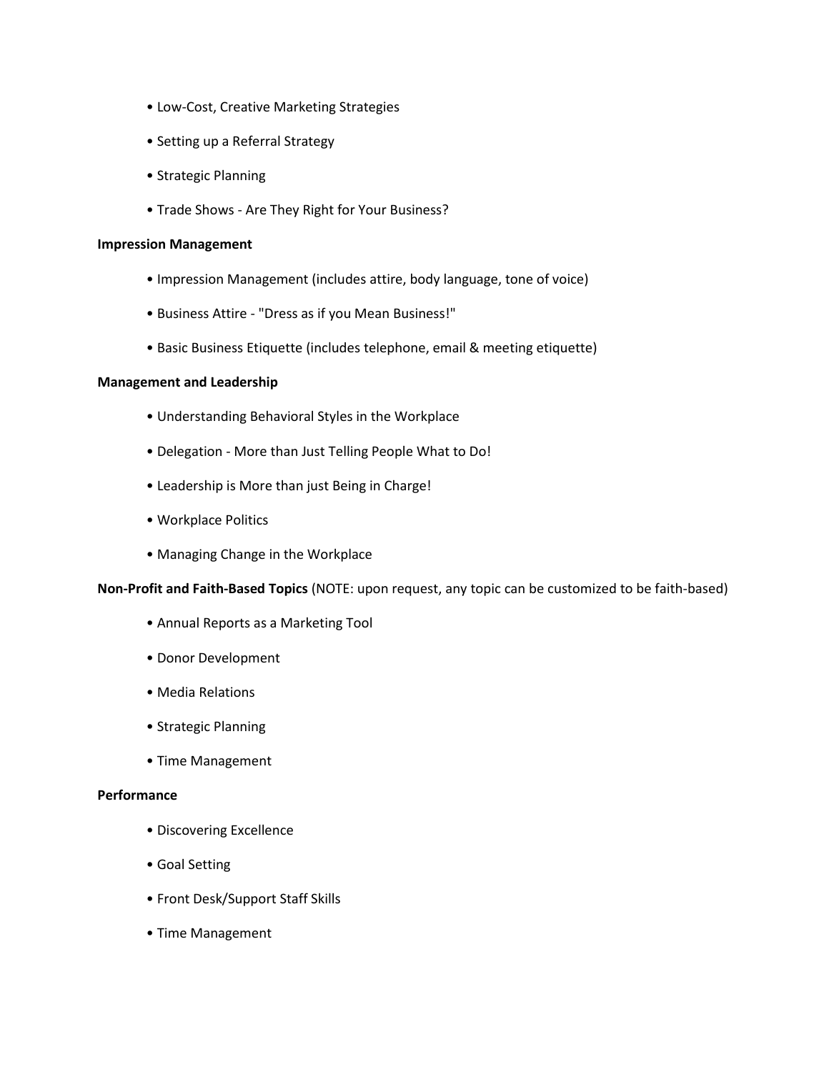- Low-Cost, Creative Marketing Strategies
- Setting up a Referral Strategy
- Strategic Planning
- Trade Shows - Are They Right for Your Business?

**Impression Management**

- Impression Management (includes attire, body language, tone of voice)
- Business Attire - "Dress as if you Mean Business!"
- Basic Business Etiquette (includes telephone, email & meeting etiquette)

**Management and Leadership**

- Understanding Behavioral Styles in the Workplace
- Delegation - More than Just Telling People What to Do!
- Leadership is More than just Being in Charge!
- Workplace Politics
- Managing Change in the Workplace

**Non-Profit and Faith-Based Topics** (NOTE: upon request, any topic can be customized to be faith-based)

- Annual Reports as a Marketing Tool
- Donor Development
- Media Relations
- Strategic Planning
- Time Management

**Performance**

- Discovering Excellence
- Goal Setting
- Front Desk/Support Staff Skills
- Time Management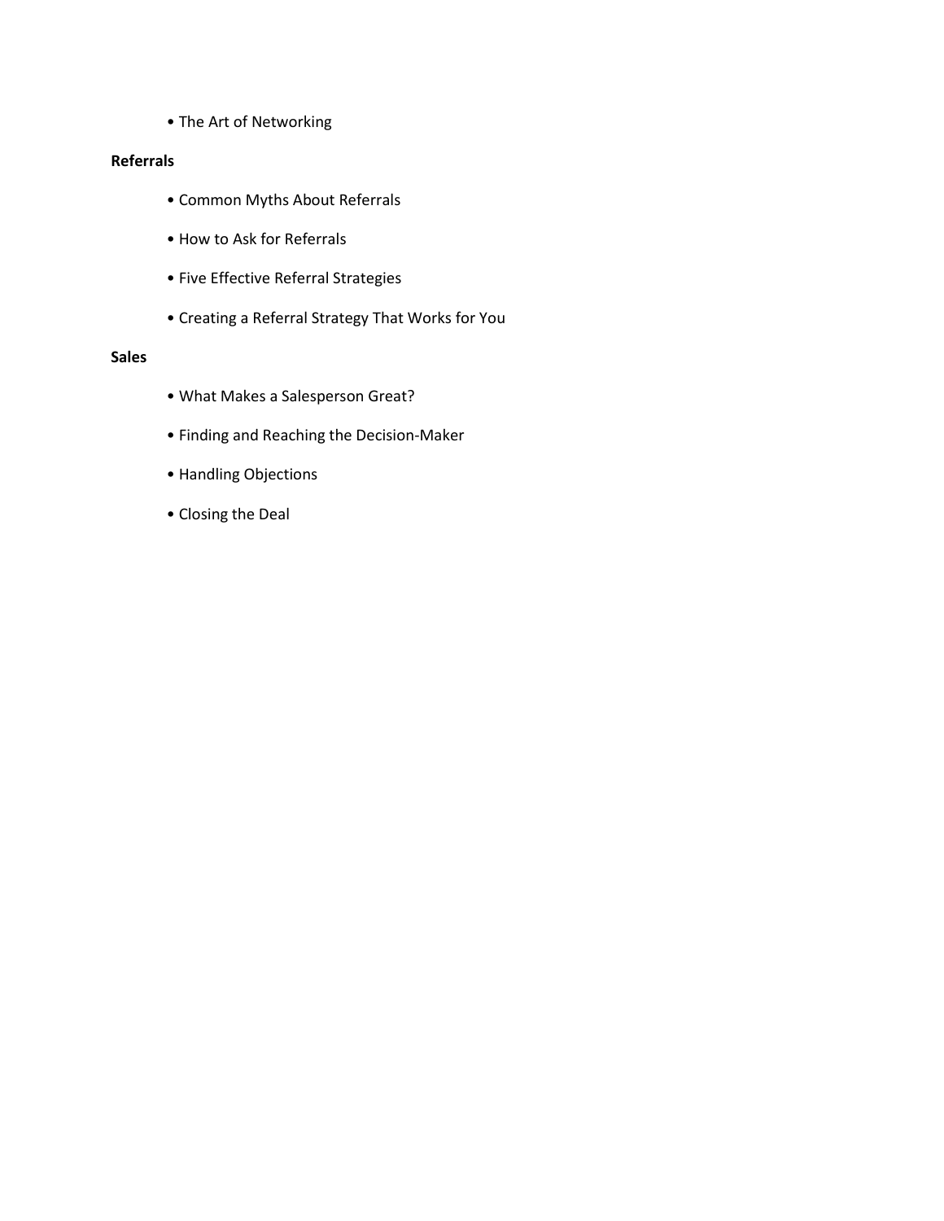- The Art of Networking

**Referrals**

- Common Myths About Referrals
- How to Ask for Referrals
- Five Effective Referral Strategies
- Creating a Referral Strategy That Works for You

**Sales**

- What Makes a Salesperson Great?
- Finding and Reaching the Decision-Maker
- Handling Objections
- Closing the Deal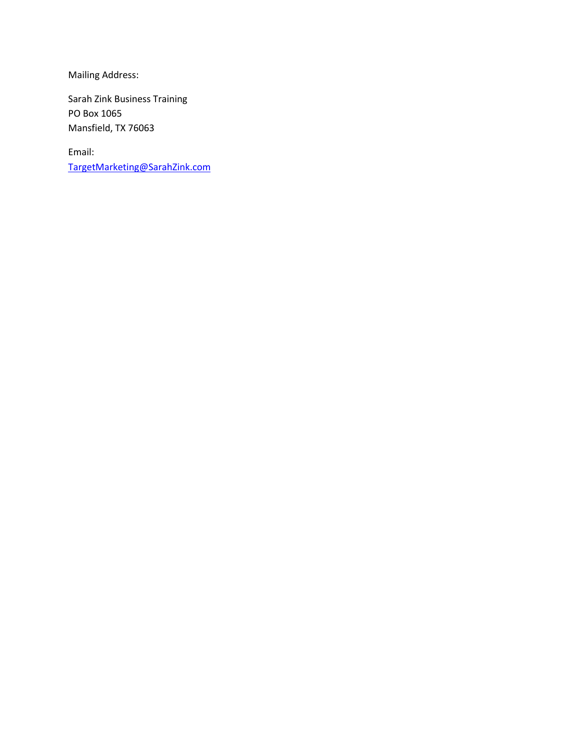Mailing Address:

Sarah Zink Business Training
PO Box 1065
Mansfield, TX 76063

Email:
TargetMarketing@SarahZink.com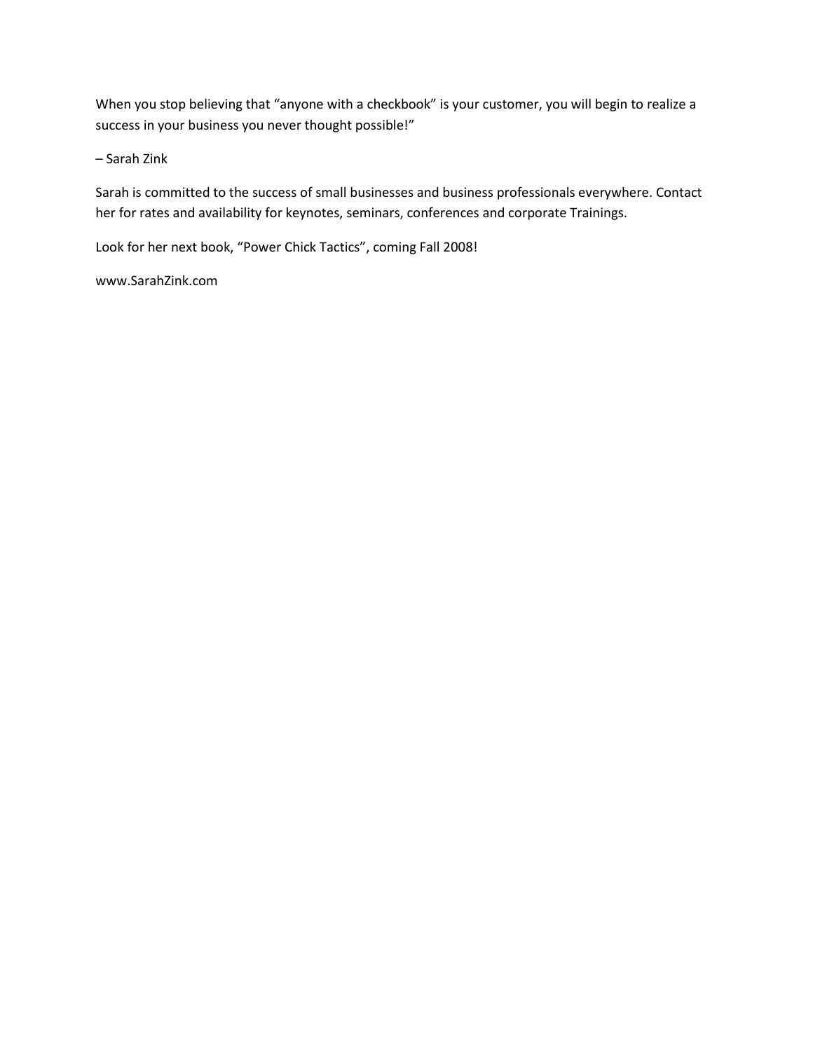When you stop believing that "anyone with a checkbook" is your customer, you will begin to realize a success in your business you never thought possible!"

– Sarah Zink

Sarah is committed to the success of small businesses and business professionals everywhere. Contact her for rates and availability for keynotes, seminars, conferences and corporate Trainings.

Look for her next book, "Power Chick Tactics", coming Fall 2008!

www.SarahZink.com